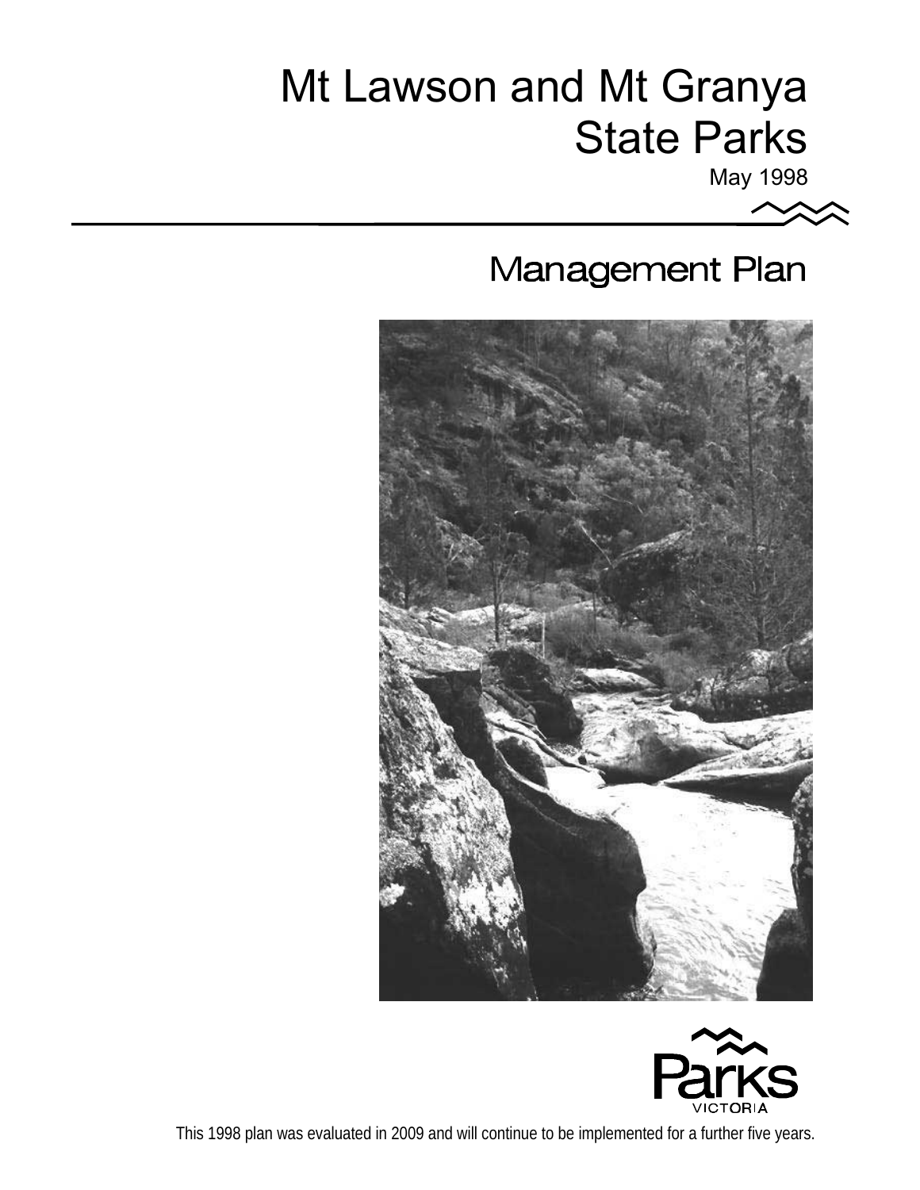# Mt Lawson and Mt Granya State Parks

May 1998

## Management Plan

Parks Victoria

This 1998 plan was evaluated in 2009 and will continue to be implemented for a further five years.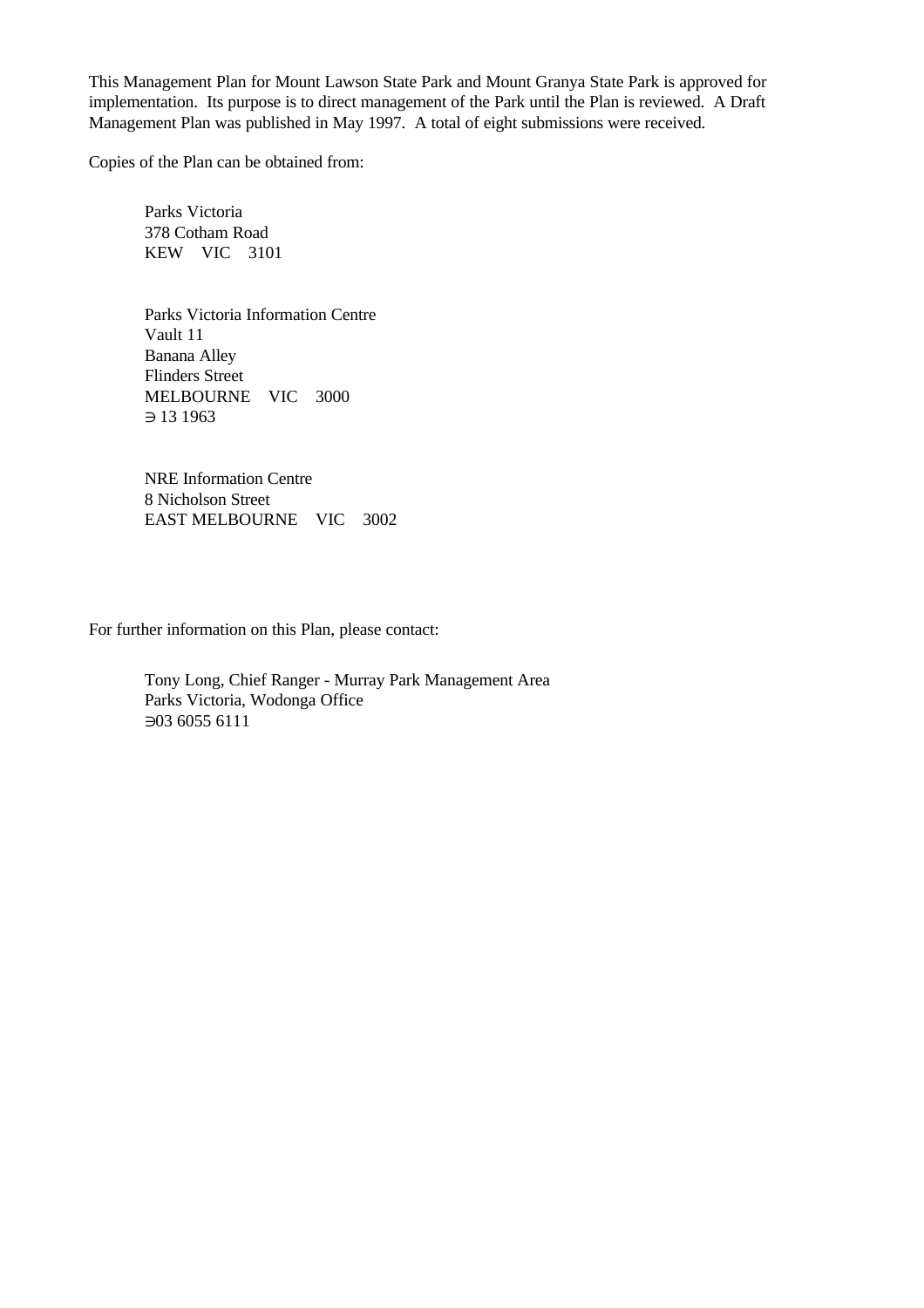This Management Plan for Mount Lawson State Park and Mount Granya State Park is approved for implementation. Its purpose is to direct management of the Park until the Plan is reviewed. A Draft Management Plan was published in May 1997. A total of eight submissions were received.

Copies of the Plan can be obtained from:

Parks Victoria
378 Cotham Road
KEW VIC 3101

Parks Victoria Information Centre
Vault 11
Banana Alley
Flinders Street
MELBOURNE VIC 3000
∋ 13 1963

NRE Information Centre
8 Nicholson Street
EAST MELBOURNE VIC 3002

For further information on this Plan, please contact:

Tony Long, Chief Ranger - Murray Park Management Area
Parks Victoria, Wodonga Office
∋03 6055 6111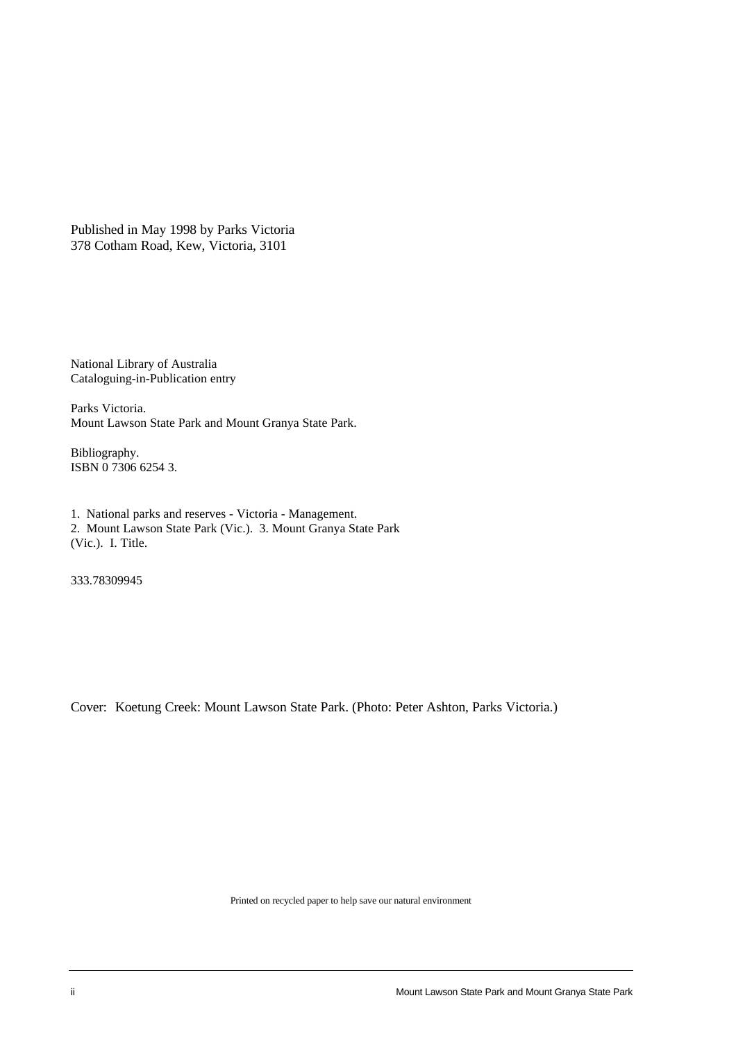Published in May 1998 by Parks Victoria
378 Cotham Road, Kew, Victoria, 3101

National Library of Australia
Cataloguing-in-Publication entry

Parks Victoria.
Mount Lawson State Park and Mount Granya State Park.

Bibliography.
ISBN 0 7306 6254 3.

1. National parks and reserves - Victoria - Management.
2. Mount Lawson State Park (Vic.). 3. Mount Granya State Park (Vic.). I. Title.

333.78309945

Cover: Koetung Creek: Mount Lawson State Park. (Photo: Peter Ashton, Parks Victoria.)

Printed on recycled paper to help save our natural environment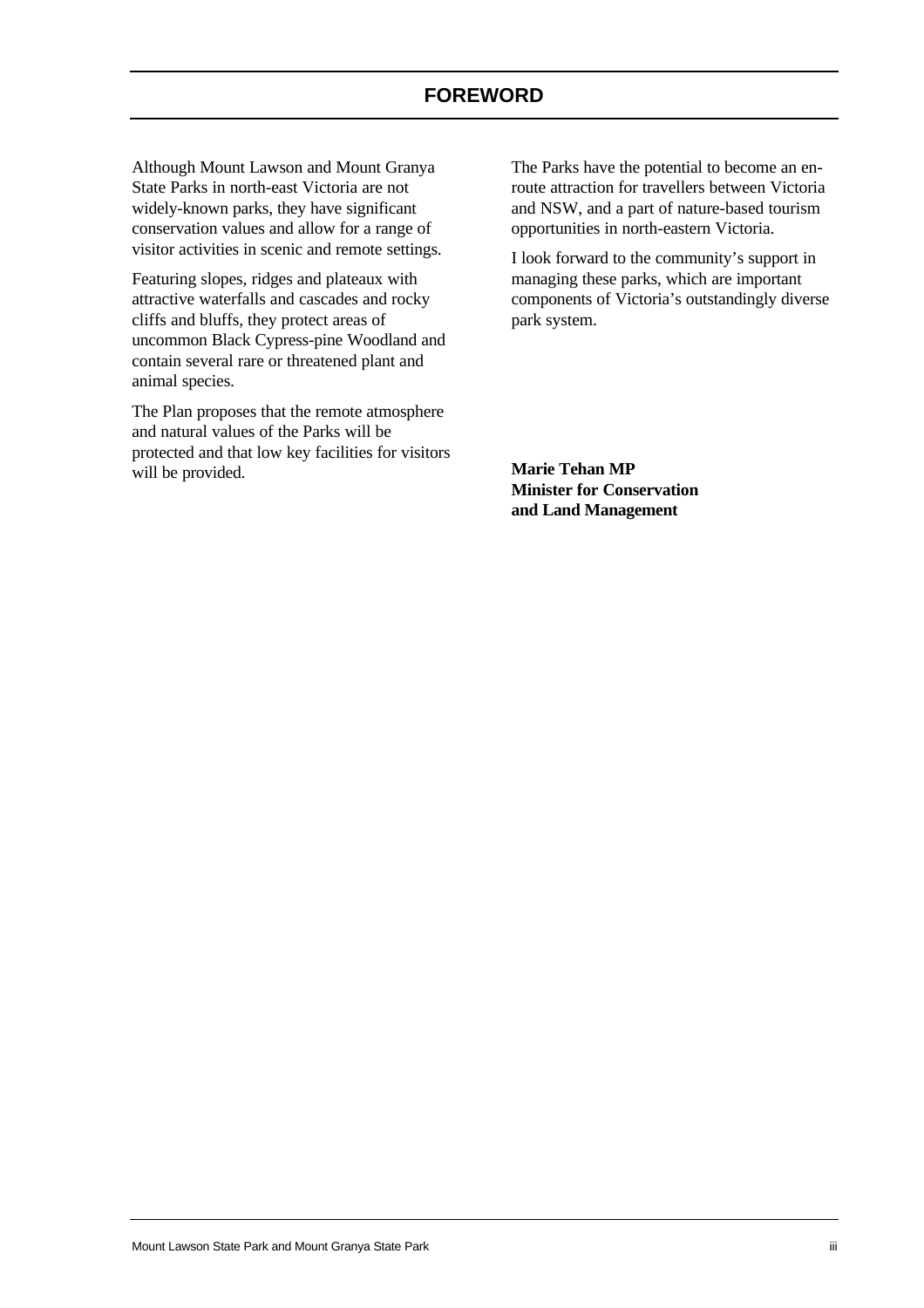# FOREWORD

Although Mount Lawson and Mount Granya State Parks in north-east Victoria are not widely-known parks, they have significant conservation values and allow for a range of visitor activities in scenic and remote settings.

Featuring slopes, ridges and plateaux with attractive waterfalls and cascades and rocky cliffs and bluffs, they protect areas of uncommon Black Cypress-pine Woodland and contain several rare or threatened plant and animal species.

The Plan proposes that the remote atmosphere and natural values of the Parks will be protected and that low key facilities for visitors will be provided.

The Parks have the potential to become an en-route attraction for travellers between Victoria and NSW, and a part of nature-based tourism opportunities in north-eastern Victoria.

I look forward to the community's support in managing these parks, which are important components of Victoria's outstandingly diverse park system.

**Marie Tehan MP**
**Minister for Conservation and Land Management**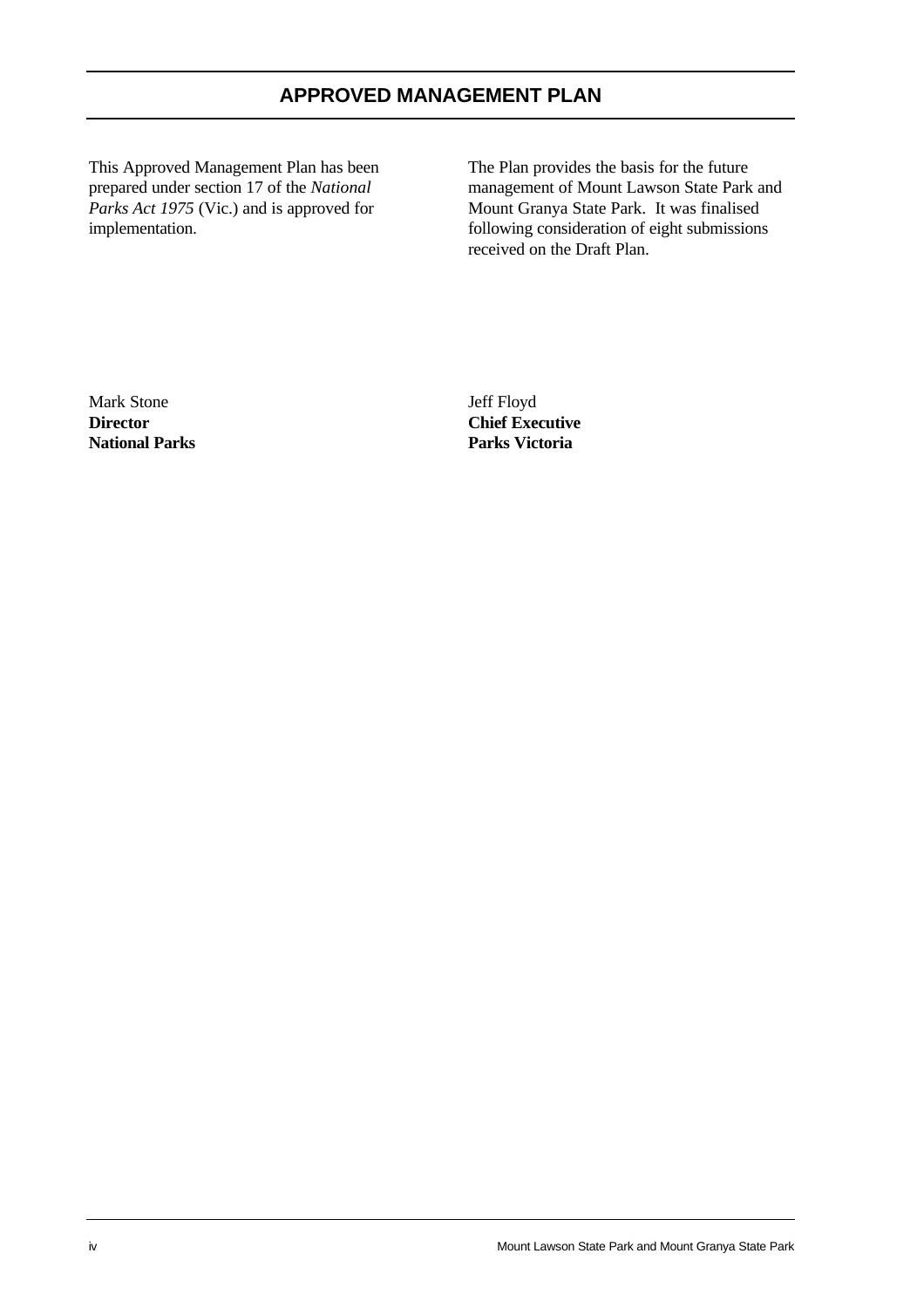# APPROVED MANAGEMENT PLAN

This Approved Management Plan has been prepared under section 17 of the *National Parks Act 1975* (Vic.) and is approved for implementation.

The Plan provides the basis for the future management of Mount Lawson State Park and Mount Granya State Park. It was finalised following consideration of eight submissions received on the Draft Plan.

Mark Stone
**Director**
**National Parks**

Jeff Floyd
**Chief Executive**
**Parks Victoria**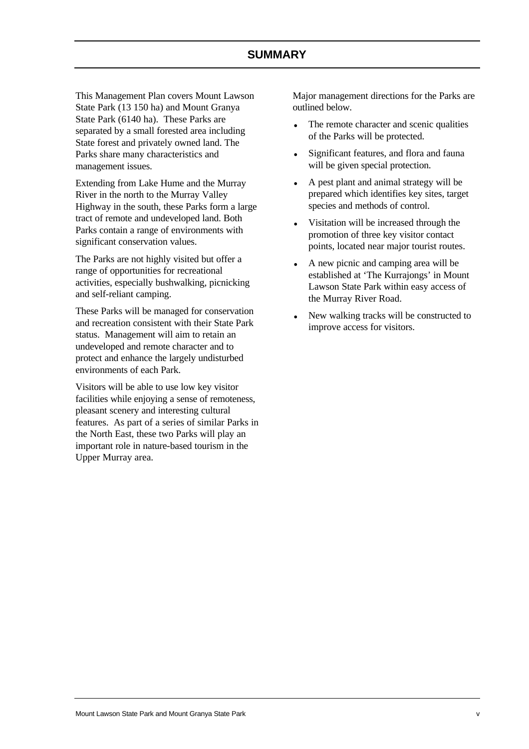# SUMMARY

This Management Plan covers Mount Lawson State Park (13 150 ha) and Mount Granya State Park (6140 ha). These Parks are separated by a small forested area including State forest and privately owned land. The Parks share many characteristics and management issues.

Extending from Lake Hume and the Murray River in the north to the Murray Valley Highway in the south, these Parks form a large tract of remote and undeveloped land. Both Parks contain a range of environments with significant conservation values.

The Parks are not highly visited but offer a range of opportunities for recreational activities, especially bushwalking, picnicking and self-reliant camping.

These Parks will be managed for conservation and recreation consistent with their State Park status. Management will aim to retain an undeveloped and remote character and to protect and enhance the largely undisturbed environments of each Park.

Visitors will be able to use low key visitor facilities while enjoying a sense of remoteness, pleasant scenery and interesting cultural features. As part of a series of similar Parks in the North East, these two Parks will play an important role in nature-based tourism in the Upper Murray area.

Major management directions for the Parks are outlined below.

- The remote character and scenic qualities of the Parks will be protected.
- Significant features, and flora and fauna will be given special protection.
- A pest plant and animal strategy will be prepared which identifies key sites, target species and methods of control.
- Visitation will be increased through the promotion of three key visitor contact points, located near major tourist routes.
- A new picnic and camping area will be established at 'The Kurrajongs' in Mount Lawson State Park within easy access of the Murray River Road.
- New walking tracks will be constructed to improve access for visitors.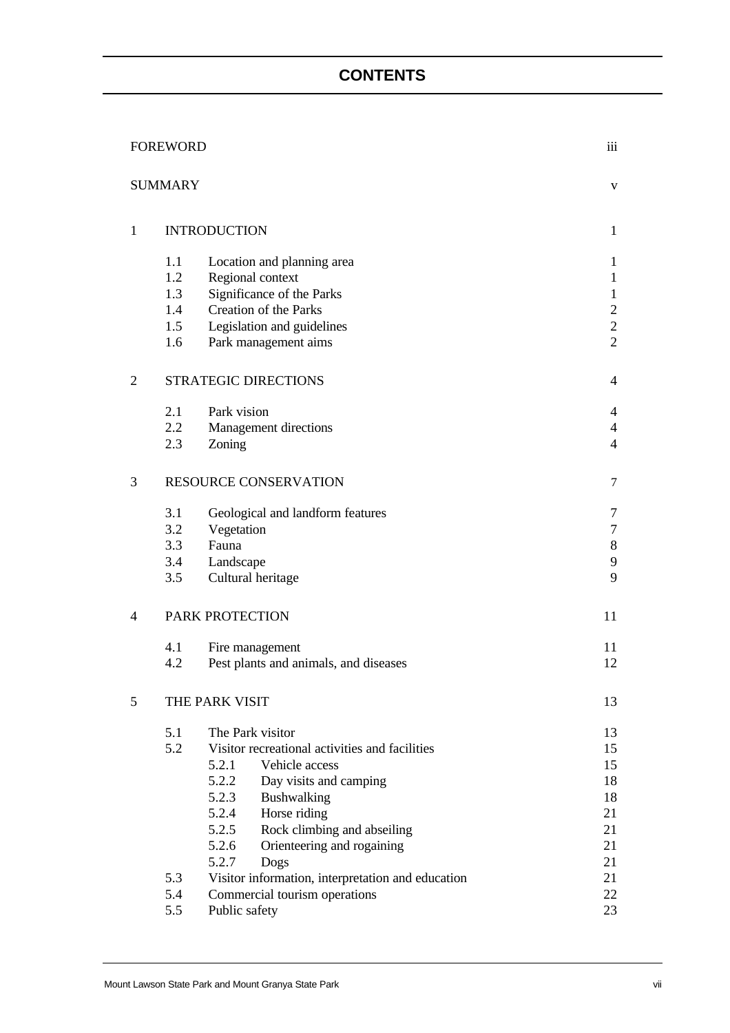# CONTENTS

| | | |
|---|---|---|
| FOREWORD | | iii |
| SUMMARY | | v |
| 1 | INTRODUCTION | 1 |
| | 1.1 Location and planning area | 1 |
| | 1.2 Regional context | 1 |
| | 1.3 Significance of the Parks | 1 |
| | 1.4 Creation of the Parks | 2 |
| | 1.5 Legislation and guidelines | 2 |
| | 1.6 Park management aims | 2 |
| 2 | STRATEGIC DIRECTIONS | 4 |
| | 2.1 Park vision | 4 |
| | 2.2 Management directions | 4 |
| | 2.3 Zoning | 4 |
| 3 | RESOURCE CONSERVATION | 7 |
| | 3.1 Geological and landform features | 7 |
| | 3.2 Vegetation | 7 |
| | 3.3 Fauna | 8 |
| | 3.4 Landscape | 9 |
| | 3.5 Cultural heritage | 9 |
| 4 | PARK PROTECTION | 11 |
| | 4.1 Fire management | 11 |
| | 4.2 Pest plants and animals, and diseases | 12 |
| 5 | THE PARK VISIT | 13 |
| | 5.1 The Park visitor | 13 |
| | 5.2 Visitor recreational activities and facilities | 15 |
| | 5.2.1 Vehicle access | 15 |
| | 5.2.2 Day visits and camping | 18 |
| | 5.2.3 Bushwalking | 18 |
| | 5.2.4 Horse riding | 21 |
| | 5.2.5 Rock climbing and abseiling | 21 |
| | 5.2.6 Orienteering and rogaining | 21 |
| | 5.2.7 Dogs | 21 |
| | 5.3 Visitor information, interpretation and education | 21 |
| | 5.4 Commercial tourism operations | 22 |
| | 5.5 Public safety | 23 |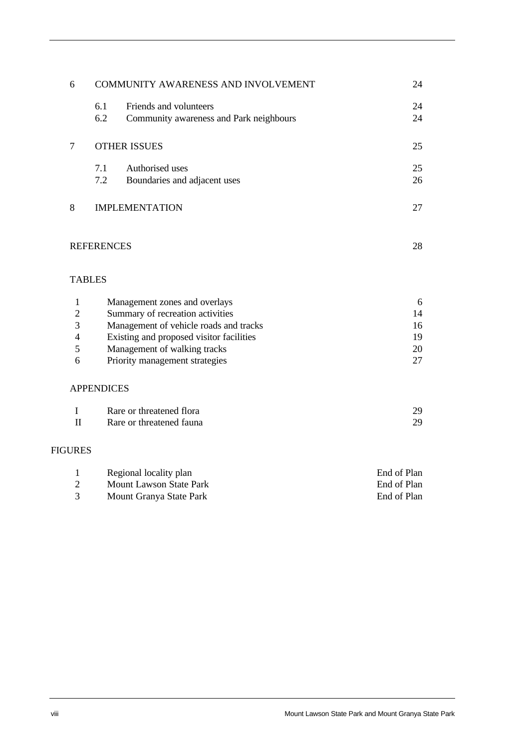| | | | |
|---|---|---|---|
| 6 | COMMUNITY AWARENESS AND INVOLVEMENT | | 24 |
| | 6.1 | Friends and volunteers | 24 |
| | 6.2 | Community awareness and Park neighbours | 24 |
| 7 | OTHER ISSUES | | 25 |
| | 7.1 | Authorised uses | 25 |
| | 7.2 | Boundaries and adjacent uses | 26 |
| 8 | IMPLEMENTATION | | 27 |

REFERENCES 28

TABLES

| | | |
|---|---|---|
| 1 | Management zones and overlays | 6 |
| 2 | Summary of recreation activities | 14 |
| 3 | Management of vehicle roads and tracks | 16 |
| 4 | Existing and proposed visitor facilities | 19 |
| 5 | Management of walking tracks | 20 |
| 6 | Priority management strategies | 27 |

APPENDICES

| | | |
|---|---|---|
| I | Rare or threatened flora | 29 |
| II | Rare or threatened fauna | 29 |

FIGURES

| | | |
|---|---|---|
| 1 | Regional locality plan | End of Plan |
| 2 | Mount Lawson State Park | End of Plan |
| 3 | Mount Granya State Park | End of Plan |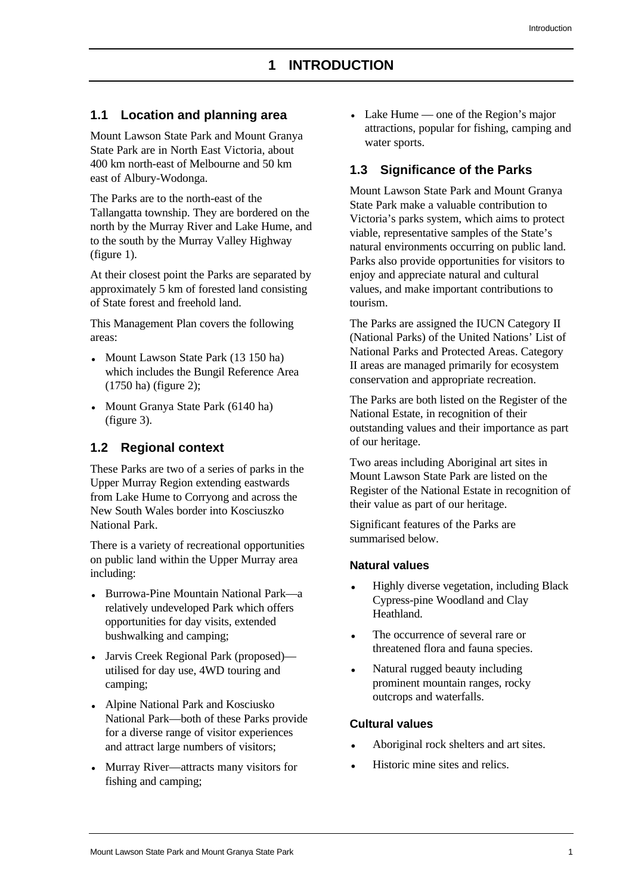# 1 INTRODUCTION

## 1.1 Location and planning area

Mount Lawson State Park and Mount Granya State Park are in North East Victoria, about 400 km north-east of Melbourne and 50 km east of Albury-Wodonga.

The Parks are to the north-east of the Tallangatta township. They are bordered on the north by the Murray River and Lake Hume, and to the south by the Murray Valley Highway (figure 1).

At their closest point the Parks are separated by approximately 5 km of forested land consisting of State forest and freehold land.

This Management Plan covers the following areas:

- Mount Lawson State Park (13 150 ha) which includes the Bungil Reference Area (1750 ha) (figure 2);
- Mount Granya State Park (6140 ha) (figure 3).

## 1.2 Regional context

These Parks are two of a series of parks in the Upper Murray Region extending eastwards from Lake Hume to Corryong and across the New South Wales border into Kosciuszko National Park.

There is a variety of recreational opportunities on public land within the Upper Murray area including:

- Burrowa-Pine Mountain National Park—a relatively undeveloped Park which offers opportunities for day visits, extended bushwalking and camping;
- Jarvis Creek Regional Park (proposed)—utilised for day use, 4WD touring and camping;
- Alpine National Park and Kosciusko National Park—both of these Parks provide for a diverse range of visitor experiences and attract large numbers of visitors;
- Murray River—attracts many visitors for fishing and camping;
- Lake Hume — one of the Region's major attractions, popular for fishing, camping and water sports.

## 1.3 Significance of the Parks

Mount Lawson State Park and Mount Granya State Park make a valuable contribution to Victoria's parks system, which aims to protect viable, representative samples of the State's natural environments occurring on public land. Parks also provide opportunities for visitors to enjoy and appreciate natural and cultural values, and make important contributions to tourism.

The Parks are assigned the IUCN Category II (National Parks) of the United Nations' List of National Parks and Protected Areas. Category II areas are managed primarily for ecosystem conservation and appropriate recreation.

The Parks are both listed on the Register of the National Estate, in recognition of their outstanding values and their importance as part of our heritage.

Two areas including Aboriginal art sites in Mount Lawson State Park are listed on the Register of the National Estate in recognition of their value as part of our heritage.

Significant features of the Parks are summarised below.

### Natural values

- Highly diverse vegetation, including Black Cypress-pine Woodland and Clay Heathland.
- The occurrence of several rare or threatened flora and fauna species.
- Natural rugged beauty including prominent mountain ranges, rocky outcrops and waterfalls.

### Cultural values

- Aboriginal rock shelters and art sites.
- Historic mine sites and relics.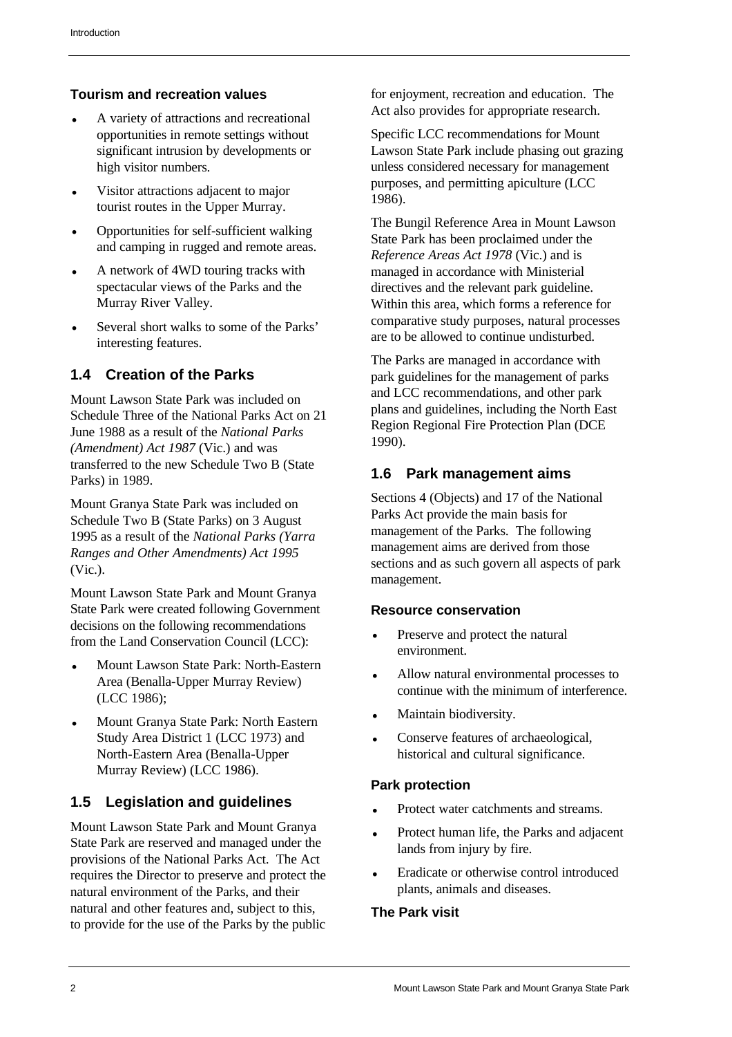### Tourism and recreation values

- A variety of attractions and recreational opportunities in remote settings without significant intrusion by developments or high visitor numbers.
- Visitor attractions adjacent to major tourist routes in the Upper Murray.
- Opportunities for self-sufficient walking and camping in rugged and remote areas.
- A network of 4WD touring tracks with spectacular views of the Parks and the Murray River Valley.
- Several short walks to some of the Parks' interesting features.

## 1.4 Creation of the Parks

Mount Lawson State Park was included on Schedule Three of the National Parks Act on 21 June 1988 as a result of the *National Parks (Amendment) Act 1987* (Vic.) and was transferred to the new Schedule Two B (State Parks) in 1989.

Mount Granya State Park was included on Schedule Two B (State Parks) on 3 August 1995 as a result of the *National Parks (Yarra Ranges and Other Amendments) Act 1995* (Vic.).

Mount Lawson State Park and Mount Granya State Park were created following Government decisions on the following recommendations from the Land Conservation Council (LCC):

- Mount Lawson State Park: North-Eastern Area (Benalla-Upper Murray Review) (LCC 1986);
- Mount Granya State Park: North Eastern Study Area District 1 (LCC 1973) and North-Eastern Area (Benalla-Upper Murray Review) (LCC 1986).

## 1.5 Legislation and guidelines

Mount Lawson State Park and Mount Granya State Park are reserved and managed under the provisions of the National Parks Act. The Act requires the Director to preserve and protect the natural environment of the Parks, and their natural and other features and, subject to this, to provide for the use of the Parks by the public for enjoyment, recreation and education. The Act also provides for appropriate research.

Specific LCC recommendations for Mount Lawson State Park include phasing out grazing unless considered necessary for management purposes, and permitting apiculture (LCC 1986).

The Bungil Reference Area in Mount Lawson State Park has been proclaimed under the *Reference Areas Act 1978* (Vic.) and is managed in accordance with Ministerial directives and the relevant park guideline. Within this area, which forms a reference for comparative study purposes, natural processes are to be allowed to continue undisturbed.

The Parks are managed in accordance with park guidelines for the management of parks and LCC recommendations, and other park plans and guidelines, including the North East Region Regional Fire Protection Plan (DCE 1990).

## 1.6 Park management aims

Sections 4 (Objects) and 17 of the National Parks Act provide the main basis for management of the Parks. The following management aims are derived from those sections and as such govern all aspects of park management.

### Resource conservation

- Preserve and protect the natural environment.
- Allow natural environmental processes to continue with the minimum of interference.
- Maintain biodiversity.
- Conserve features of archaeological, historical and cultural significance.

### Park protection

- Protect water catchments and streams.
- Protect human life, the Parks and adjacent lands from injury by fire.
- Eradicate or otherwise control introduced plants, animals and diseases.

### The Park visit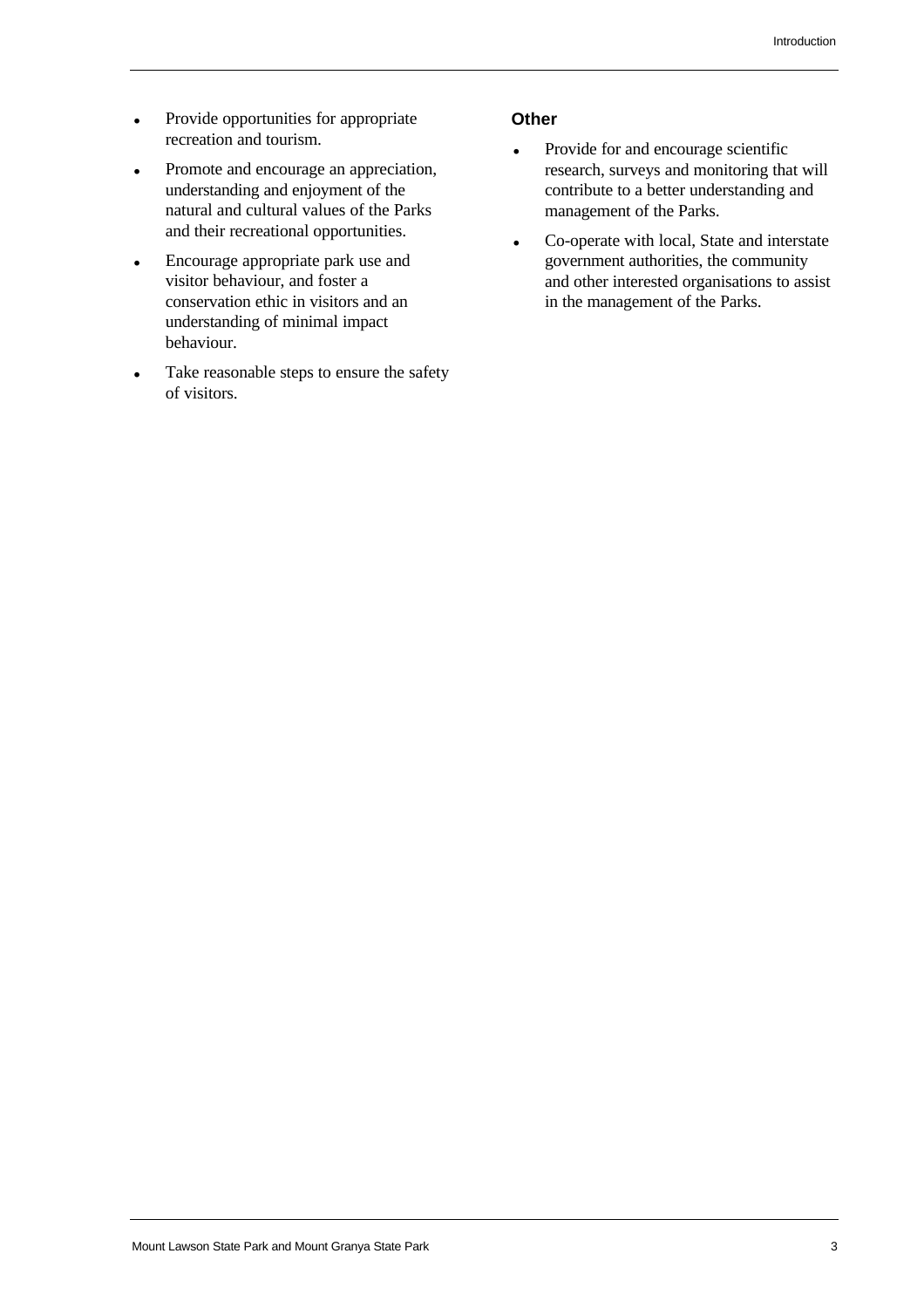- Provide opportunities for appropriate recreation and tourism.
- Promote and encourage an appreciation, understanding and enjoyment of the natural and cultural values of the Parks and their recreational opportunities.
- Encourage appropriate park use and visitor behaviour, and foster a conservation ethic in visitors and an understanding of minimal impact behaviour.
- Take reasonable steps to ensure the safety of visitors.

### Other

- Provide for and encourage scientific research, surveys and monitoring that will contribute to a better understanding and management of the Parks.
- Co-operate with local, State and interstate government authorities, the community and other interested organisations to assist in the management of the Parks.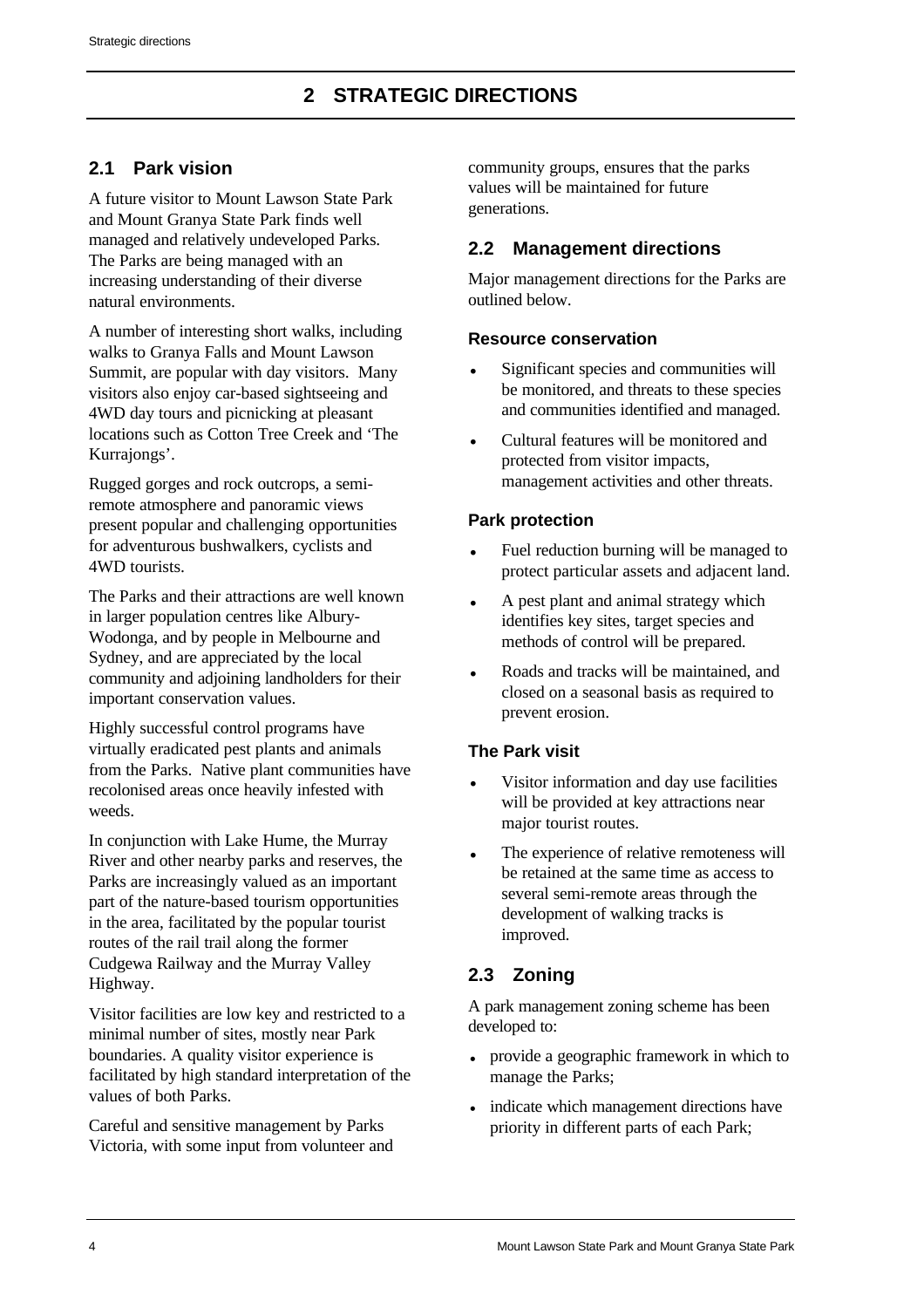# 2 STRATEGIC DIRECTIONS

## 2.1 Park vision

A future visitor to Mount Lawson State Park and Mount Granya State Park finds well managed and relatively undeveloped Parks. The Parks are being managed with an increasing understanding of their diverse natural environments.

A number of interesting short walks, including walks to Granya Falls and Mount Lawson Summit, are popular with day visitors. Many visitors also enjoy car-based sightseeing and 4WD day tours and picnicking at pleasant locations such as Cotton Tree Creek and 'The Kurrajongs'.

Rugged gorges and rock outcrops, a semi-remote atmosphere and panoramic views present popular and challenging opportunities for adventurous bushwalkers, cyclists and 4WD tourists.

The Parks and their attractions are well known in larger population centres like Albury-Wodonga, and by people in Melbourne and Sydney, and are appreciated by the local community and adjoining landholders for their important conservation values.

Highly successful control programs have virtually eradicated pest plants and animals from the Parks. Native plant communities have recolonised areas once heavily infested with weeds.

In conjunction with Lake Hume, the Murray River and other nearby parks and reserves, the Parks are increasingly valued as an important part of the nature-based tourism opportunities in the area, facilitated by the popular tourist routes of the rail trail along the former Cudgewa Railway and the Murray Valley Highway.

Visitor facilities are low key and restricted to a minimal number of sites, mostly near Park boundaries. A quality visitor experience is facilitated by high standard interpretation of the values of both Parks.

Careful and sensitive management by Parks Victoria, with some input from volunteer and community groups, ensures that the parks values will be maintained for future generations.

## 2.2 Management directions

Major management directions for the Parks are outlined below.

### Resource conservation

- Significant species and communities will be monitored, and threats to these species and communities identified and managed.
- Cultural features will be monitored and protected from visitor impacts, management activities and other threats.

### Park protection

- Fuel reduction burning will be managed to protect particular assets and adjacent land.
- A pest plant and animal strategy which identifies key sites, target species and methods of control will be prepared.
- Roads and tracks will be maintained, and closed on a seasonal basis as required to prevent erosion.

### The Park visit

- Visitor information and day use facilities will be provided at key attractions near major tourist routes.
- The experience of relative remoteness will be retained at the same time as access to several semi-remote areas through the development of walking tracks is improved.

## 2.3 Zoning

A park management zoning scheme has been developed to:

- provide a geographic framework in which to manage the Parks;
- indicate which management directions have priority in different parts of each Park;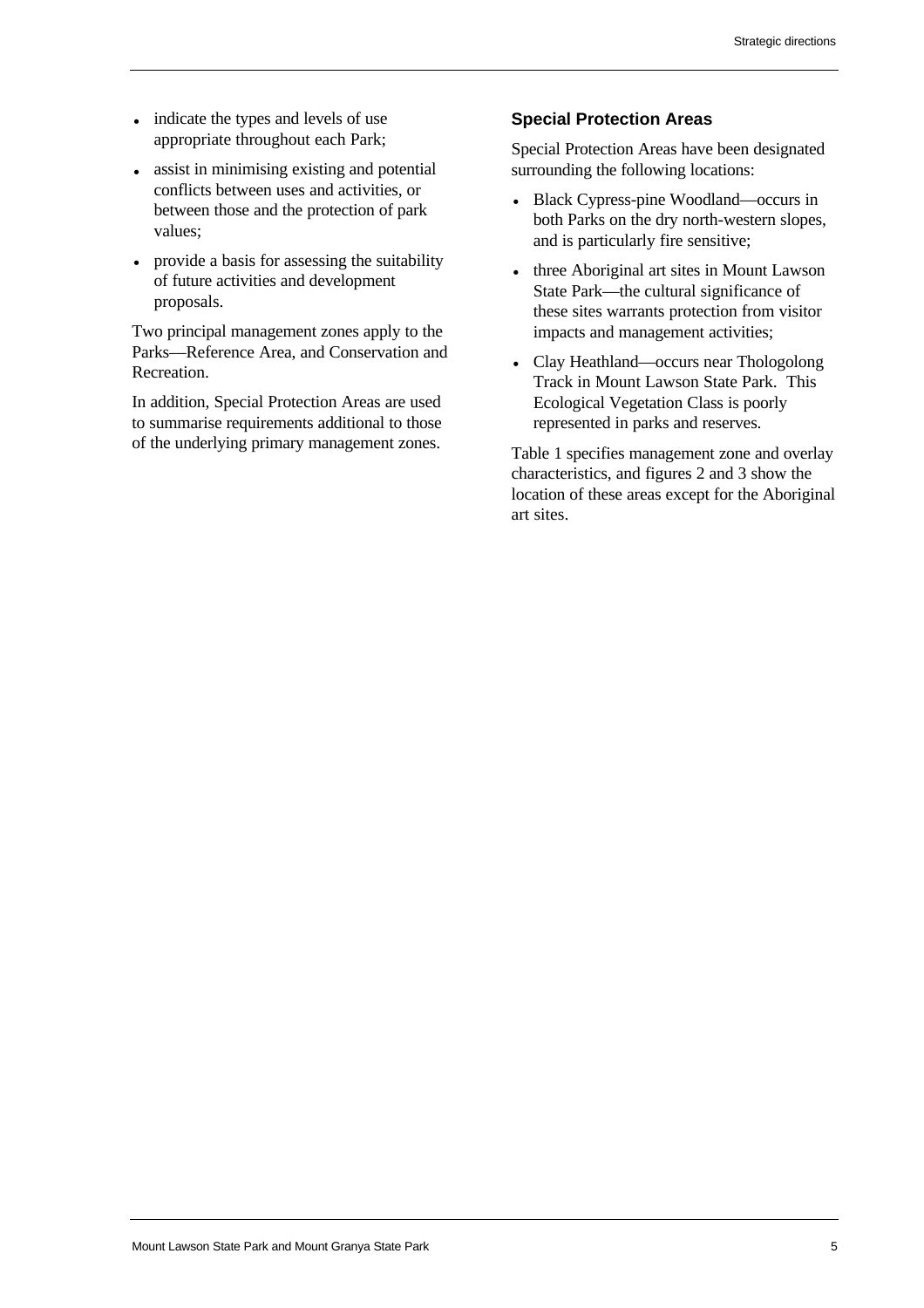- indicate the types and levels of use appropriate throughout each Park;
- assist in minimising existing and potential conflicts between uses and activities, or between those and the protection of park values;
- provide a basis for assessing the suitability of future activities and development proposals.

Two principal management zones apply to the Parks—Reference Area, and Conservation and Recreation.

In addition, Special Protection Areas are used to summarise requirements additional to those of the underlying primary management zones.

### Special Protection Areas

Special Protection Areas have been designated surrounding the following locations:

- Black Cypress-pine Woodland—occurs in both Parks on the dry north-western slopes, and is particularly fire sensitive;
- three Aboriginal art sites in Mount Lawson State Park—the cultural significance of these sites warrants protection from visitor impacts and management activities;
- Clay Heathland—occurs near Thologolong Track in Mount Lawson State Park. This Ecological Vegetation Class is poorly represented in parks and reserves.

Table 1 specifies management zone and overlay characteristics, and figures 2 and 3 show the location of these areas except for the Aboriginal art sites.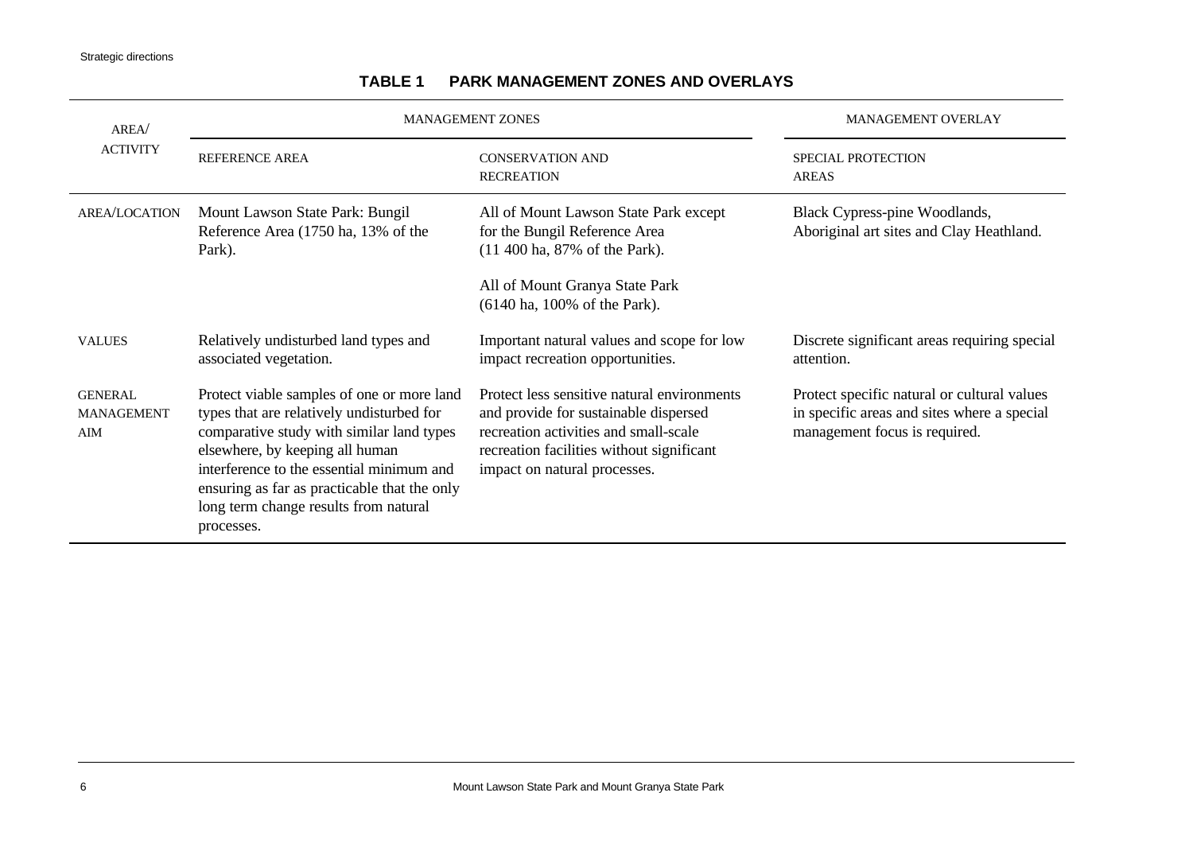## TABLE 1 PARK MANAGEMENT ZONES AND OVERLAYS

| AREA/ ACTIVITY | MANAGEMENT ZONES | | MANAGEMENT OVERLAY |
|---|---|---|---|
| | REFERENCE AREA | CONSERVATION AND RECREATION | SPECIAL PROTECTION AREAS |
| AREA/LOCATION | Mount Lawson State Park: Bungil Reference Area (1750 ha, 13% of the Park). | All of Mount Lawson State Park except for the Bungil Reference Area (11 400 ha, 87% of the Park).<br><br>All of Mount Granya State Park (6140 ha, 100% of the Park). | Black Cypress-pine Woodlands, Aboriginal art sites and Clay Heathland. |
| VALUES | Relatively undisturbed land types and associated vegetation. | Important natural values and scope for low impact recreation opportunities. | Discrete significant areas requiring special attention. |
| GENERAL MANAGEMENT AIM | Protect viable samples of one or more land types that are relatively undisturbed for comparative study with similar land types elsewhere, by keeping all human interference to the essential minimum and ensuring as far as practicable that the only long term change results from natural processes. | Protect less sensitive natural environments and provide for sustainable dispersed recreation activities and small-scale recreation facilities without significant impact on natural processes. | Protect specific natural or cultural values in specific areas and sites where a special management focus is required. |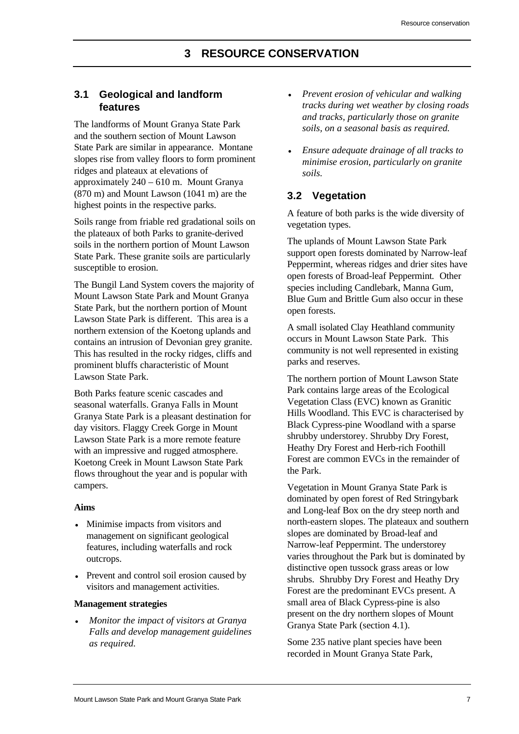# 3 RESOURCE CONSERVATION

## 3.1 Geological and landform features

The landforms of Mount Granya State Park and the southern section of Mount Lawson State Park are similar in appearance. Montane slopes rise from valley floors to form prominent ridges and plateaux at elevations of approximately 240 – 610 m. Mount Granya (870 m) and Mount Lawson (1041 m) are the highest points in the respective parks.

Soils range from friable red gradational soils on the plateaux of both Parks to granite-derived soils in the northern portion of Mount Lawson State Park. These granite soils are particularly susceptible to erosion.

The Bungil Land System covers the majority of Mount Lawson State Park and Mount Granya State Park, but the northern portion of Mount Lawson State Park is different. This area is a northern extension of the Koetong uplands and contains an intrusion of Devonian grey granite. This has resulted in the rocky ridges, cliffs and prominent bluffs characteristic of Mount Lawson State Park.

Both Parks feature scenic cascades and seasonal waterfalls. Granya Falls in Mount Granya State Park is a pleasant destination for day visitors. Flaggy Creek Gorge in Mount Lawson State Park is a more remote feature with an impressive and rugged atmosphere. Koetong Creek in Mount Lawson State Park flows throughout the year and is popular with campers.

**Aims**

- Minimise impacts from visitors and management on significant geological features, including waterfalls and rock outcrops.
- Prevent and control soil erosion caused by visitors and management activities.

**Management strategies**

- *Monitor the impact of visitors at Granya Falls and develop management guidelines as required.*
- *Prevent erosion of vehicular and walking tracks during wet weather by closing roads and tracks, particularly those on granite soils, on a seasonal basis as required.*
- *Ensure adequate drainage of all tracks to minimise erosion, particularly on granite soils.*

## 3.2 Vegetation

A feature of both parks is the wide diversity of vegetation types.

The uplands of Mount Lawson State Park support open forests dominated by Narrow-leaf Peppermint, whereas ridges and drier sites have open forests of Broad-leaf Peppermint. Other species including Candlebark, Manna Gum, Blue Gum and Brittle Gum also occur in these open forests.

A small isolated Clay Heathland community occurs in Mount Lawson State Park. This community is not well represented in existing parks and reserves.

The northern portion of Mount Lawson State Park contains large areas of the Ecological Vegetation Class (EVC) known as Granitic Hills Woodland. This EVC is characterised by Black Cypress-pine Woodland with a sparse shrubby understorey. Shrubby Dry Forest, Heathy Dry Forest and Herb-rich Foothill Forest are common EVCs in the remainder of the Park.

Vegetation in Mount Granya State Park is dominated by open forest of Red Stringybark and Long-leaf Box on the dry steep north and north-eastern slopes. The plateaus and southern slopes are dominated by Broad-leaf and Narrow-leaf Peppermint. The understorey varies throughout the Park but is dominated by distinctive open tussock grass areas or low shrubs. Shrubby Dry Forest and Heathy Dry Forest are the predominant EVCs present. A small area of Black Cypress-pine is also present on the dry northern slopes of Mount Granya State Park (section 4.1).

Some 235 native plant species have been recorded in Mount Granya State Park,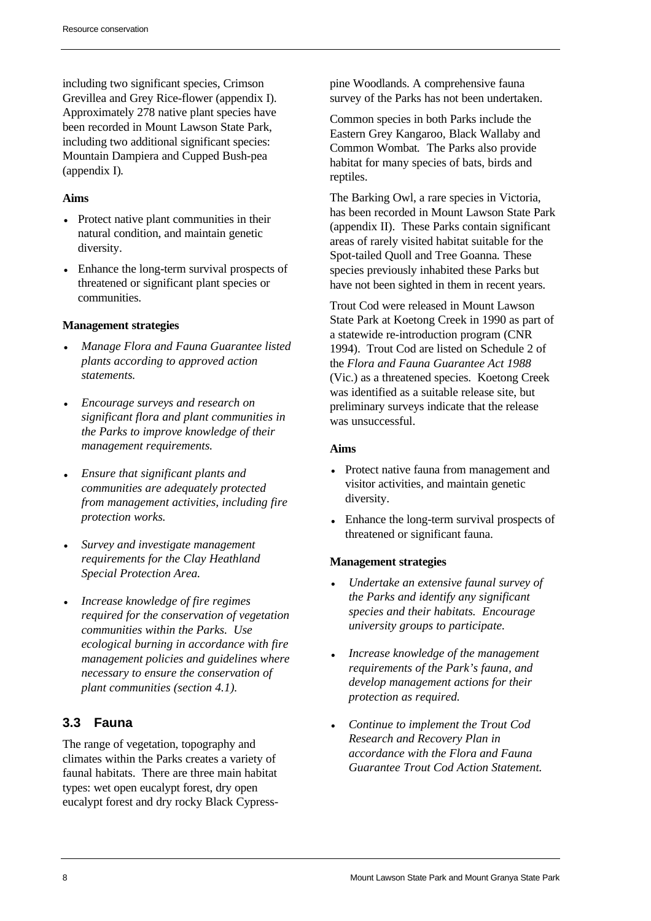including two significant species, Crimson Grevillea and Grey Rice-flower (appendix I). Approximately 278 native plant species have been recorded in Mount Lawson State Park, including two additional significant species: Mountain Dampiera and Cupped Bush-pea (appendix I).

**Aims**

- Protect native plant communities in their natural condition, and maintain genetic diversity.
- Enhance the long-term survival prospects of threatened or significant plant species or communities.

**Management strategies**

- *Manage Flora and Fauna Guarantee listed plants according to approved action statements.*
- *Encourage surveys and research on significant flora and plant communities in the Parks to improve knowledge of their management requirements.*
- *Ensure that significant plants and communities are adequately protected from management activities, including fire protection works.*
- *Survey and investigate management requirements for the Clay Heathland Special Protection Area.*
- *Increase knowledge of fire regimes required for the conservation of vegetation communities within the Parks. Use ecological burning in accordance with fire management policies and guidelines where necessary to ensure the conservation of plant communities (section 4.1).*

## 3.3 Fauna

The range of vegetation, topography and climates within the Parks creates a variety of faunal habitats. There are three main habitat types: wet open eucalypt forest, dry open eucalypt forest and dry rocky Black Cypress-pine Woodlands. A comprehensive fauna survey of the Parks has not been undertaken.

Common species in both Parks include the Eastern Grey Kangaroo, Black Wallaby and Common Wombat. The Parks also provide habitat for many species of bats, birds and reptiles.

The Barking Owl, a rare species in Victoria, has been recorded in Mount Lawson State Park (appendix II). These Parks contain significant areas of rarely visited habitat suitable for the Spot-tailed Quoll and Tree Goanna. These species previously inhabited these Parks but have not been sighted in them in recent years.

Trout Cod were released in Mount Lawson State Park at Koetong Creek in 1990 as part of a statewide re-introduction program (CNR 1994). Trout Cod are listed on Schedule 2 of the *Flora and Fauna Guarantee Act 1988* (Vic.) as a threatened species. Koetong Creek was identified as a suitable release site, but preliminary surveys indicate that the release was unsuccessful.

**Aims**

- Protect native fauna from management and visitor activities, and maintain genetic diversity.
- Enhance the long-term survival prospects of threatened or significant fauna.

**Management strategies**

- *Undertake an extensive faunal survey of the Parks and identify any significant species and their habitats. Encourage university groups to participate.*
- *Increase knowledge of the management requirements of the Park's fauna, and develop management actions for their protection as required.*
- *Continue to implement the Trout Cod Research and Recovery Plan in accordance with the Flora and Fauna Guarantee Trout Cod Action Statement.*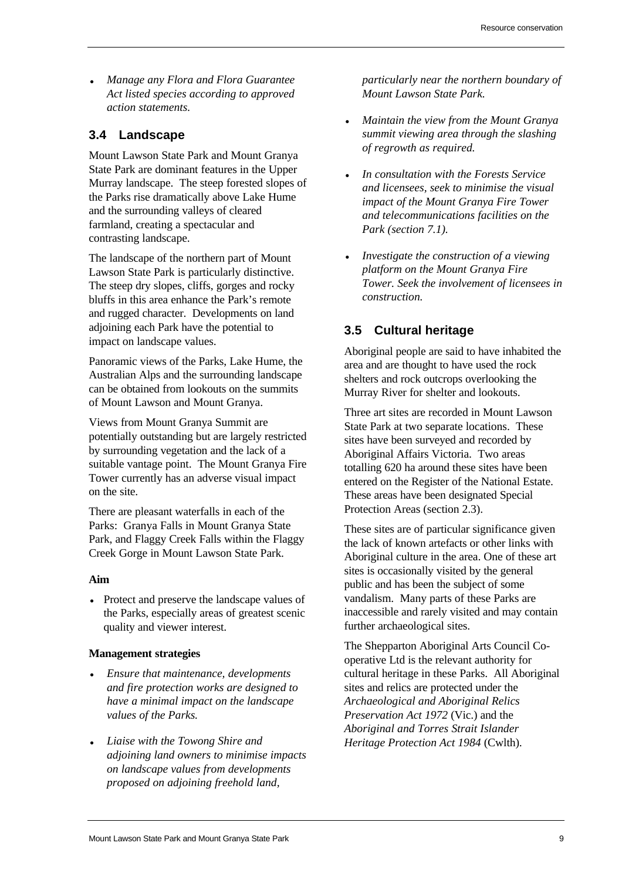- *Manage any Flora and Flora Guarantee Act listed species according to approved action statements.*

## 3.4 Landscape

Mount Lawson State Park and Mount Granya State Park are dominant features in the Upper Murray landscape. The steep forested slopes of the Parks rise dramatically above Lake Hume and the surrounding valleys of cleared farmland, creating a spectacular and contrasting landscape.

The landscape of the northern part of Mount Lawson State Park is particularly distinctive. The steep dry slopes, cliffs, gorges and rocky bluffs in this area enhance the Park's remote and rugged character. Developments on land adjoining each Park have the potential to impact on landscape values.

Panoramic views of the Parks, Lake Hume, the Australian Alps and the surrounding landscape can be obtained from lookouts on the summits of Mount Lawson and Mount Granya.

Views from Mount Granya Summit are potentially outstanding but are largely restricted by surrounding vegetation and the lack of a suitable vantage point. The Mount Granya Fire Tower currently has an adverse visual impact on the site.

There are pleasant waterfalls in each of the Parks: Granya Falls in Mount Granya State Park, and Flaggy Creek Falls within the Flaggy Creek Gorge in Mount Lawson State Park.

**Aim**

- Protect and preserve the landscape values of the Parks, especially areas of greatest scenic quality and viewer interest.

**Management strategies**

- *Ensure that maintenance, developments and fire protection works are designed to have a minimal impact on the landscape values of the Parks.*
- *Liaise with the Towong Shire and adjoining land owners to minimise impacts on landscape values from developments proposed on adjoining freehold land, particularly near the northern boundary of Mount Lawson State Park.*
- *Maintain the view from the Mount Granya summit viewing area through the slashing of regrowth as required.*
- *In consultation with the Forests Service and licensees, seek to minimise the visual impact of the Mount Granya Fire Tower and telecommunications facilities on the Park (section 7.1).*
- *Investigate the construction of a viewing platform on the Mount Granya Fire Tower. Seek the involvement of licensees in construction.*

## 3.5 Cultural heritage

Aboriginal people are said to have inhabited the area and are thought to have used the rock shelters and rock outcrops overlooking the Murray River for shelter and lookouts.

Three art sites are recorded in Mount Lawson State Park at two separate locations. These sites have been surveyed and recorded by Aboriginal Affairs Victoria. Two areas totalling 620 ha around these sites have been entered on the Register of the National Estate. These areas have been designated Special Protection Areas (section 2.3).

These sites are of particular significance given the lack of known artefacts or other links with Aboriginal culture in the area. One of these art sites is occasionally visited by the general public and has been the subject of some vandalism. Many parts of these Parks are inaccessible and rarely visited and may contain further archaeological sites.

The Shepparton Aboriginal Arts Council Co-operative Ltd is the relevant authority for cultural heritage in these Parks. All Aboriginal sites and relics are protected under the *Archaeological and Aboriginal Relics Preservation Act 1972* (Vic.) and the *Aboriginal and Torres Strait Islander Heritage Protection Act 1984* (Cwlth).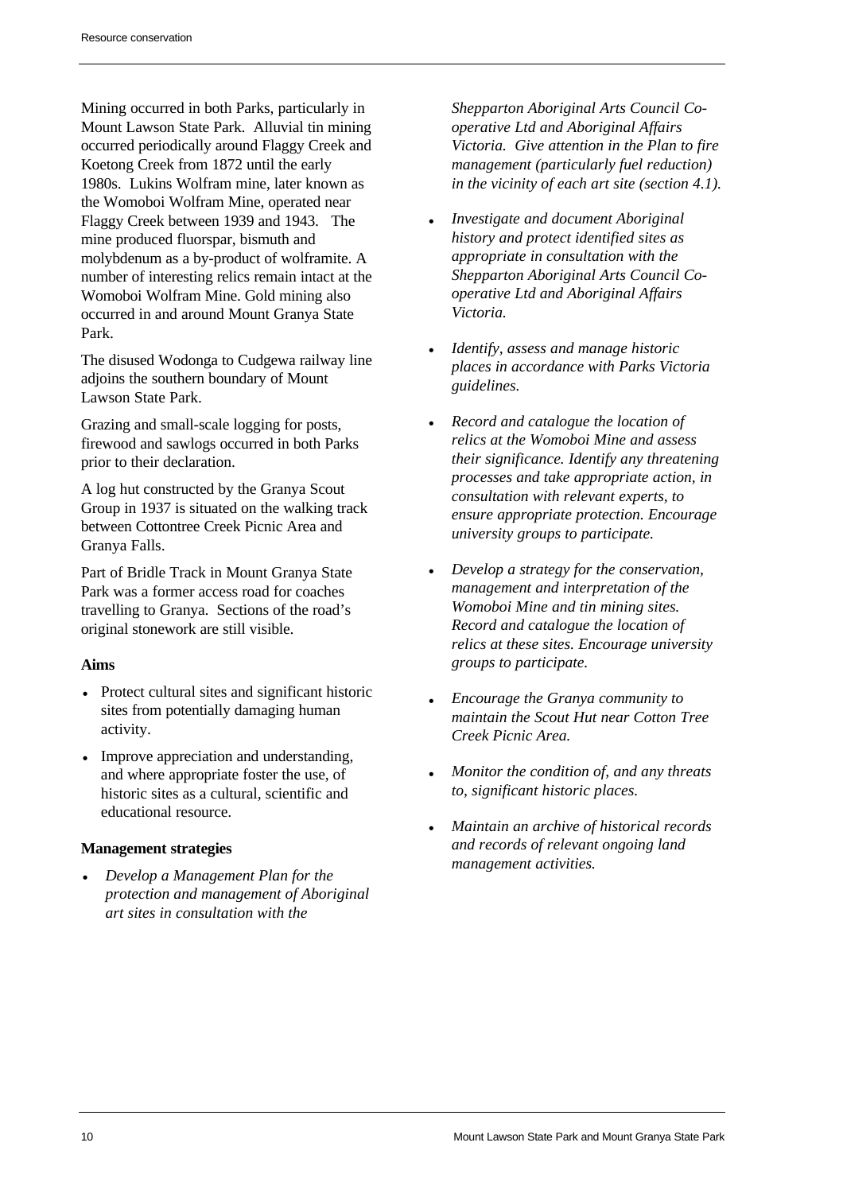Mining occurred in both Parks, particularly in Mount Lawson State Park. Alluvial tin mining occurred periodically around Flaggy Creek and Koetong Creek from 1872 until the early 1980s. Lukins Wolfram mine, later known as the Womoboi Wolfram Mine, operated near Flaggy Creek between 1939 and 1943. The mine produced fluorspar, bismuth and molybdenum as a by-product of wolframite. A number of interesting relics remain intact at the Womoboi Wolfram Mine. Gold mining also occurred in and around Mount Granya State Park.

The disused Wodonga to Cudgewa railway line adjoins the southern boundary of Mount Lawson State Park.

Grazing and small-scale logging for posts, firewood and sawlogs occurred in both Parks prior to their declaration.

A log hut constructed by the Granya Scout Group in 1937 is situated on the walking track between Cottontree Creek Picnic Area and Granya Falls.

Part of Bridle Track in Mount Granya State Park was a former access road for coaches travelling to Granya. Sections of the road's original stonework are still visible.

**Aims**

- Protect cultural sites and significant historic sites from potentially damaging human activity.
- Improve appreciation and understanding, and where appropriate foster the use, of historic sites as a cultural, scientific and educational resource.

**Management strategies**

- *Develop a Management Plan for the protection and management of Aboriginal art sites in consultation with the Shepparton Aboriginal Arts Council Co-operative Ltd and Aboriginal Affairs Victoria. Give attention in the Plan to fire management (particularly fuel reduction) in the vicinity of each art site (section 4.1).*
- *Investigate and document Aboriginal history and protect identified sites as appropriate in consultation with the Shepparton Aboriginal Arts Council Co-operative Ltd and Aboriginal Affairs Victoria.*
- *Identify, assess and manage historic places in accordance with Parks Victoria guidelines.*
- *Record and catalogue the location of relics at the Womoboi Mine and assess their significance. Identify any threatening processes and take appropriate action, in consultation with relevant experts, to ensure appropriate protection. Encourage university groups to participate.*
- *Develop a strategy for the conservation, management and interpretation of the Womoboi Mine and tin mining sites. Record and catalogue the location of relics at these sites. Encourage university groups to participate.*
- *Encourage the Granya community to maintain the Scout Hut near Cotton Tree Creek Picnic Area.*
- *Monitor the condition of, and any threats to, significant historic places.*
- *Maintain an archive of historical records and records of relevant ongoing land management activities.*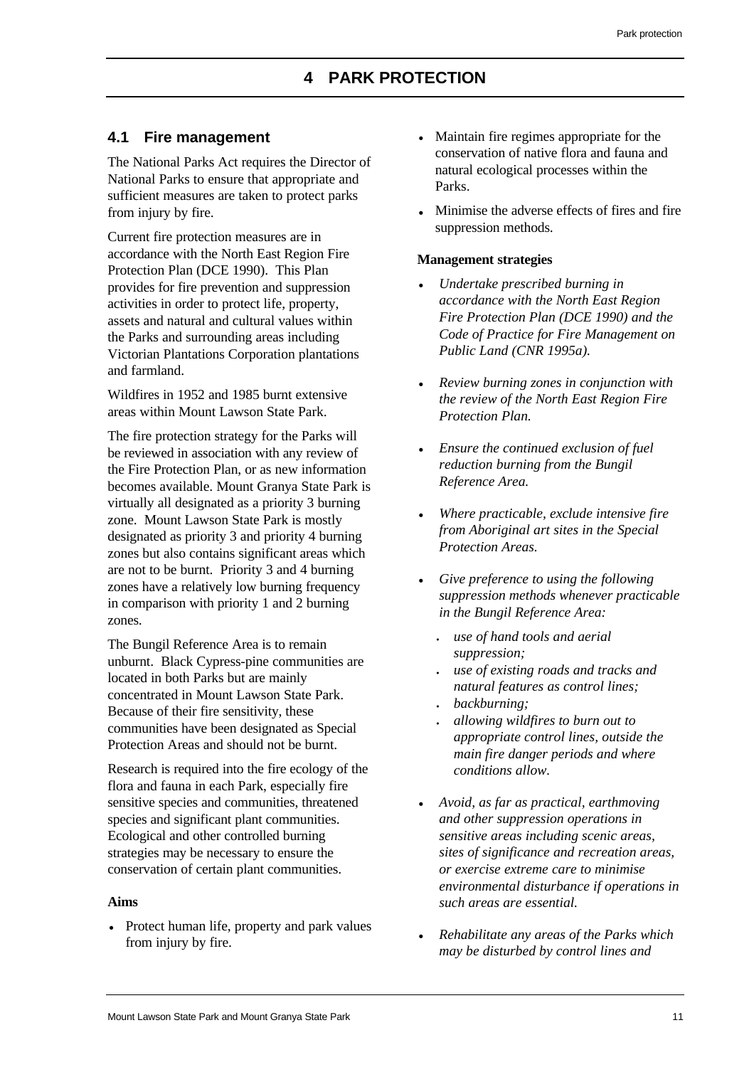# 4 PARK PROTECTION

## 4.1 Fire management

The National Parks Act requires the Director of National Parks to ensure that appropriate and sufficient measures are taken to protect parks from injury by fire.

Current fire protection measures are in accordance with the North East Region Fire Protection Plan (DCE 1990). This Plan provides for fire prevention and suppression activities in order to protect life, property, assets and natural and cultural values within the Parks and surrounding areas including Victorian Plantations Corporation plantations and farmland.

Wildfires in 1952 and 1985 burnt extensive areas within Mount Lawson State Park.

The fire protection strategy for the Parks will be reviewed in association with any review of the Fire Protection Plan, or as new information becomes available. Mount Granya State Park is virtually all designated as a priority 3 burning zone. Mount Lawson State Park is mostly designated as priority 3 and priority 4 burning zones but also contains significant areas which are not to be burnt. Priority 3 and 4 burning zones have a relatively low burning frequency in comparison with priority 1 and 2 burning zones.

The Bungil Reference Area is to remain unburnt. Black Cypress-pine communities are located in both Parks but are mainly concentrated in Mount Lawson State Park. Because of their fire sensitivity, these communities have been designated as Special Protection Areas and should not be burnt.

Research is required into the fire ecology of the flora and fauna in each Park, especially fire sensitive species and communities, threatened species and significant plant communities. Ecological and other controlled burning strategies may be necessary to ensure the conservation of certain plant communities.

**Aims**

- Protect human life, property and park values from injury by fire.
- Maintain fire regimes appropriate for the conservation of native flora and fauna and natural ecological processes within the Parks.
- Minimise the adverse effects of fires and fire suppression methods.

**Management strategies**

- *Undertake prescribed burning in accordance with the North East Region Fire Protection Plan (DCE 1990) and the Code of Practice for Fire Management on Public Land (CNR 1995a).*
- *Review burning zones in conjunction with the review of the North East Region Fire Protection Plan.*
- *Ensure the continued exclusion of fuel reduction burning from the Bungil Reference Area.*
- *Where practicable, exclude intensive fire from Aboriginal art sites in the Special Protection Areas.*
- *Give preference to using the following suppression methods whenever practicable in the Bungil Reference Area:*
  - *use of hand tools and aerial suppression;*
  - *use of existing roads and tracks and natural features as control lines;*
  - *backburning;*
  - *allowing wildfires to burn out to appropriate control lines, outside the main fire danger periods and where conditions allow.*
- *Avoid, as far as practical, earthmoving and other suppression operations in sensitive areas including scenic areas, sites of significance and recreation areas, or exercise extreme care to minimise environmental disturbance if operations in such areas are essential.*
- *Rehabilitate any areas of the Parks which may be disturbed by control lines and*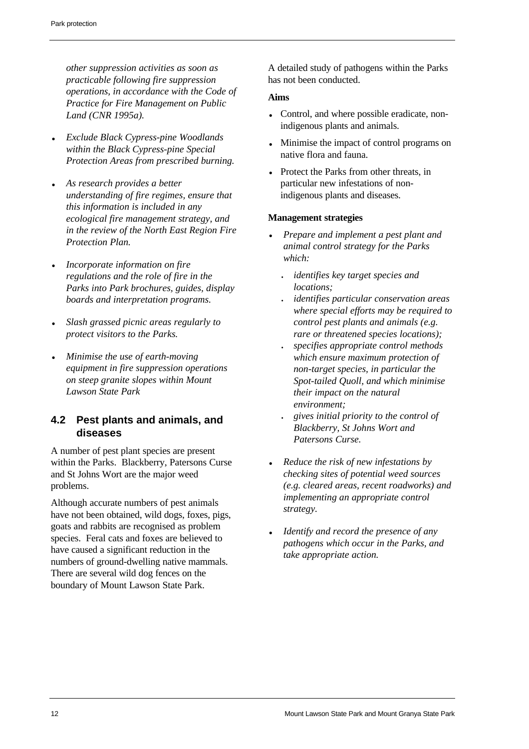*other suppression activities as soon as practicable following fire suppression operations, in accordance with the Code of Practice for Fire Management on Public Land (CNR 1995a).*

- *Exclude Black Cypress-pine Woodlands within the Black Cypress-pine Special Protection Areas from prescribed burning.*
- *As research provides a better understanding of fire regimes, ensure that this information is included in any ecological fire management strategy, and in the review of the North East Region Fire Protection Plan.*
- *Incorporate information on fire regulations and the role of fire in the Parks into Park brochures, guides, display boards and interpretation programs.*
- *Slash grassed picnic areas regularly to protect visitors to the Parks.*
- *Minimise the use of earth-moving equipment in fire suppression operations on steep granite slopes within Mount Lawson State Park*

## 4.2 Pest plants and animals, and diseases

A number of pest plant species are present within the Parks. Blackberry, Patersons Curse and St Johns Wort are the major weed problems.

Although accurate numbers of pest animals have not been obtained, wild dogs, foxes, pigs, goats and rabbits are recognised as problem species. Feral cats and foxes are believed to have caused a significant reduction in the numbers of ground-dwelling native mammals. There are several wild dog fences on the boundary of Mount Lawson State Park.

A detailed study of pathogens within the Parks has not been conducted.

**Aims**

- Control, and where possible eradicate, non-indigenous plants and animals.
- Minimise the impact of control programs on native flora and fauna.
- Protect the Parks from other threats, in particular new infestations of non-indigenous plants and diseases.

**Management strategies**

- *Prepare and implement a pest plant and animal control strategy for the Parks which:*
  - *identifies key target species and locations;*
  - *identifies particular conservation areas where special efforts may be required to control pest plants and animals (e.g. rare or threatened species locations);*
  - *specifies appropriate control methods which ensure maximum protection of non-target species, in particular the Spot-tailed Quoll, and which minimise their impact on the natural environment;*
  - *gives initial priority to the control of Blackberry, St Johns Wort and Patersons Curse.*
- *Reduce the risk of new infestations by checking sites of potential weed sources (e.g. cleared areas, recent roadworks) and implementing an appropriate control strategy.*
- *Identify and record the presence of any pathogens which occur in the Parks, and take appropriate action.*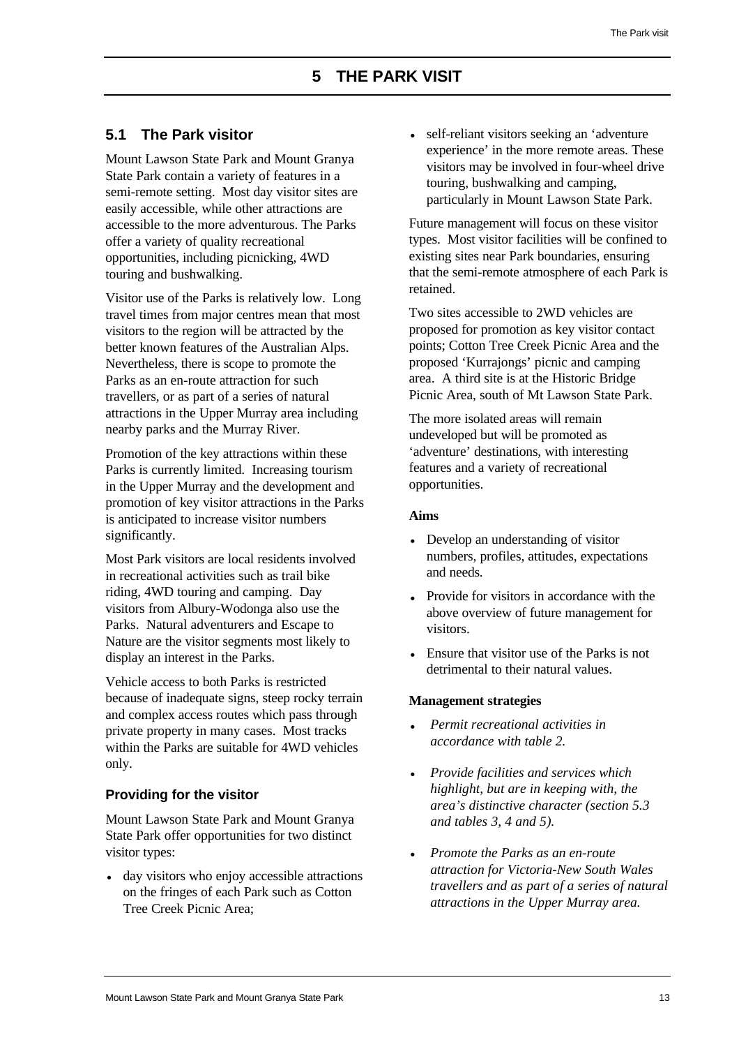# 5 THE PARK VISIT

## 5.1 The Park visitor

Mount Lawson State Park and Mount Granya State Park contain a variety of features in a semi-remote setting. Most day visitor sites are easily accessible, while other attractions are accessible to the more adventurous. The Parks offer a variety of quality recreational opportunities, including picnicking, 4WD touring and bushwalking.

Visitor use of the Parks is relatively low. Long travel times from major centres mean that most visitors to the region will be attracted by the better known features of the Australian Alps. Nevertheless, there is scope to promote the Parks as an en-route attraction for such travellers, or as part of a series of natural attractions in the Upper Murray area including nearby parks and the Murray River.

Promotion of the key attractions within these Parks is currently limited. Increasing tourism in the Upper Murray and the development and promotion of key visitor attractions in the Parks is anticipated to increase visitor numbers significantly.

Most Park visitors are local residents involved in recreational activities such as trail bike riding, 4WD touring and camping. Day visitors from Albury-Wodonga also use the Parks. Natural adventurers and Escape to Nature are the visitor segments most likely to display an interest in the Parks.

Vehicle access to both Parks is restricted because of inadequate signs, steep rocky terrain and complex access routes which pass through private property in many cases. Most tracks within the Parks are suitable for 4WD vehicles only.

### Providing for the visitor

Mount Lawson State Park and Mount Granya State Park offer opportunities for two distinct visitor types:

- day visitors who enjoy accessible attractions on the fringes of each Park such as Cotton Tree Creek Picnic Area;
- self-reliant visitors seeking an 'adventure experience' in the more remote areas. These visitors may be involved in four-wheel drive touring, bushwalking and camping, particularly in Mount Lawson State Park.

Future management will focus on these visitor types. Most visitor facilities will be confined to existing sites near Park boundaries, ensuring that the semi-remote atmosphere of each Park is retained.

Two sites accessible to 2WD vehicles are proposed for promotion as key visitor contact points; Cotton Tree Creek Picnic Area and the proposed 'Kurrajongs' picnic and camping area. A third site is at the Historic Bridge Picnic Area, south of Mt Lawson State Park.

The more isolated areas will remain undeveloped but will be promoted as 'adventure' destinations, with interesting features and a variety of recreational opportunities.

**Aims**

- Develop an understanding of visitor numbers, profiles, attitudes, expectations and needs.
- Provide for visitors in accordance with the above overview of future management for visitors.
- Ensure that visitor use of the Parks is not detrimental to their natural values.

**Management strategies**

- *Permit recreational activities in accordance with table 2.*
- *Provide facilities and services which highlight, but are in keeping with, the area's distinctive character (section 5.3 and tables 3, 4 and 5).*
- *Promote the Parks as an en-route attraction for Victoria-New South Wales travellers and as part of a series of natural attractions in the Upper Murray area.*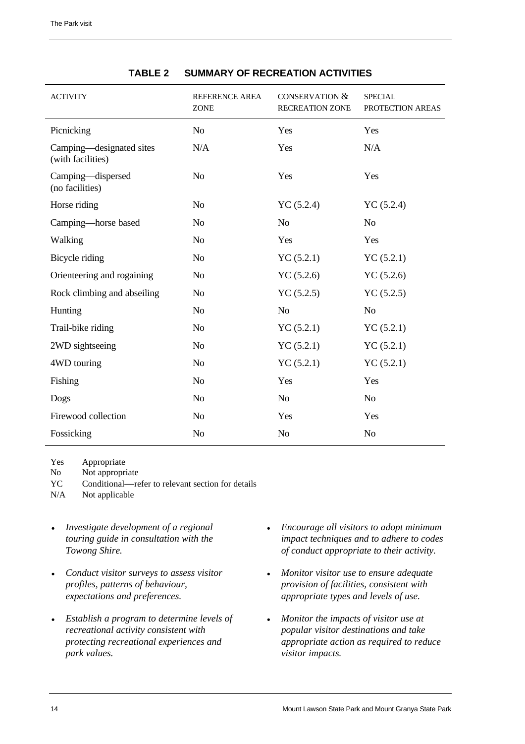## TABLE 2 SUMMARY OF RECREATION ACTIVITIES

| ACTIVITY | REFERENCE AREA ZONE | CONSERVATION & RECREATION ZONE | SPECIAL PROTECTION AREAS |
|---|---|---|---|
| Picnicking | No | Yes | Yes |
| Camping—designated sites (with facilities) | N/A | Yes | N/A |
| Camping—dispersed (no facilities) | No | Yes | Yes |
| Horse riding | No | YC (5.2.4) | YC (5.2.4) |
| Camping—horse based | No | No | No |
| Walking | No | Yes | Yes |
| Bicycle riding | No | YC (5.2.1) | YC (5.2.1) |
| Orienteering and rogaining | No | YC (5.2.6) | YC (5.2.6) |
| Rock climbing and abseiling | No | YC (5.2.5) | YC (5.2.5) |
| Hunting | No | No | No |
| Trail-bike riding | No | YC (5.2.1) | YC (5.2.1) |
| 2WD sightseeing | No | YC (5.2.1) | YC (5.2.1) |
| 4WD touring | No | YC (5.2.1) | YC (5.2.1) |
| Fishing | No | Yes | Yes |
| Dogs | No | No | No |
| Firewood collection | No | Yes | Yes |
| Fossicking | No | No | No |

Yes Appropriate
No Not appropriate
YC Conditional—refer to relevant section for details
N/A Not applicable

- *Investigate development of a regional touring guide in consultation with the Towong Shire.*
- *Conduct visitor surveys to assess visitor profiles, patterns of behaviour, expectations and preferences.*
- *Establish a program to determine levels of recreational activity consistent with protecting recreational experiences and park values.*
- *Encourage all visitors to adopt minimum impact techniques and to adhere to codes of conduct appropriate to their activity.*
- *Monitor visitor use to ensure adequate provision of facilities, consistent with appropriate types and levels of use.*
- *Monitor the impacts of visitor use at popular visitor destinations and take appropriate action as required to reduce visitor impacts.*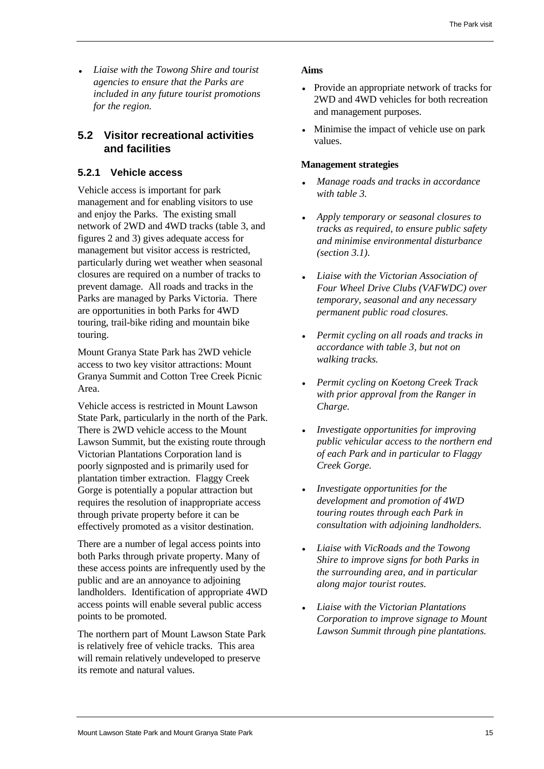- *Liaise with the Towong Shire and tourist agencies to ensure that the Parks are included in any future tourist promotions for the region.*

## 5.2 Visitor recreational activities and facilities

### 5.2.1 Vehicle access

Vehicle access is important for park management and for enabling visitors to use and enjoy the Parks. The existing small network of 2WD and 4WD tracks (table 3, and figures 2 and 3) gives adequate access for management but visitor access is restricted, particularly during wet weather when seasonal closures are required on a number of tracks to prevent damage. All roads and tracks in the Parks are managed by Parks Victoria. There are opportunities in both Parks for 4WD touring, trail-bike riding and mountain bike touring.

Mount Granya State Park has 2WD vehicle access to two key visitor attractions: Mount Granya Summit and Cotton Tree Creek Picnic Area.

Vehicle access is restricted in Mount Lawson State Park, particularly in the north of the Park. There is 2WD vehicle access to the Mount Lawson Summit, but the existing route through Victorian Plantations Corporation land is poorly signposted and is primarily used for plantation timber extraction. Flaggy Creek Gorge is potentially a popular attraction but requires the resolution of inappropriate access through private property before it can be effectively promoted as a visitor destination.

There are a number of legal access points into both Parks through private property. Many of these access points are infrequently used by the public and are an annoyance to adjoining landholders. Identification of appropriate 4WD access points will enable several public access points to be promoted.

The northern part of Mount Lawson State Park is relatively free of vehicle tracks. This area will remain relatively undeveloped to preserve its remote and natural values.

**Aims**

- Provide an appropriate network of tracks for 2WD and 4WD vehicles for both recreation and management purposes.
- Minimise the impact of vehicle use on park values.

**Management strategies**

- *Manage roads and tracks in accordance with table 3.*
- *Apply temporary or seasonal closures to tracks as required, to ensure public safety and minimise environmental disturbance (section 3.1).*
- *Liaise with the Victorian Association of Four Wheel Drive Clubs (VAFWDC) over temporary, seasonal and any necessary permanent public road closures.*
- *Permit cycling on all roads and tracks in accordance with table 3, but not on walking tracks.*
- *Permit cycling on Koetong Creek Track with prior approval from the Ranger in Charge.*
- *Investigate opportunities for improving public vehicular access to the northern end of each Park and in particular to Flaggy Creek Gorge.*
- *Investigate opportunities for the development and promotion of 4WD touring routes through each Park in consultation with adjoining landholders.*
- *Liaise with VicRoads and the Towong Shire to improve signs for both Parks in the surrounding area, and in particular along major tourist routes.*
- *Liaise with the Victorian Plantations Corporation to improve signage to Mount Lawson Summit through pine plantations.*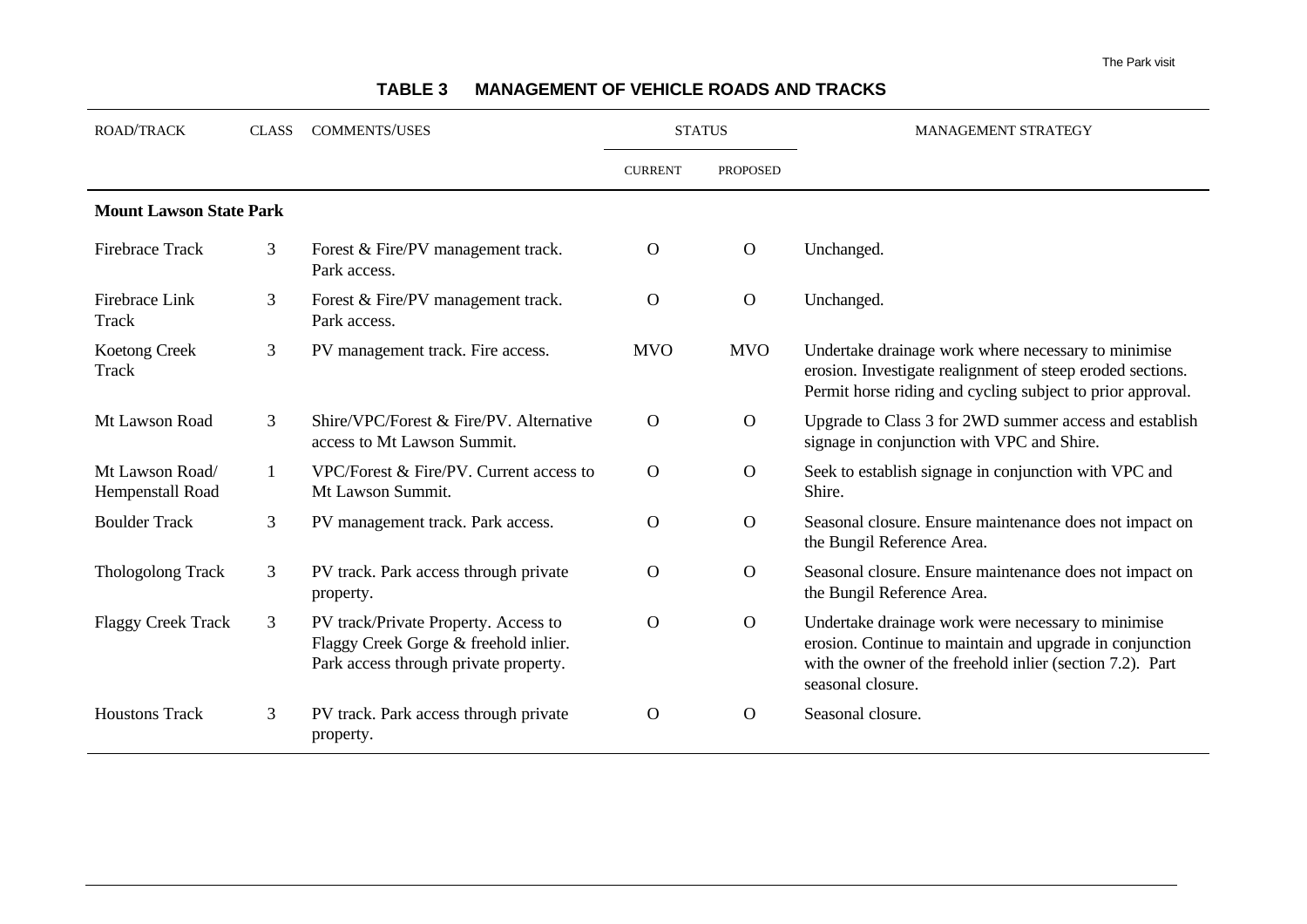## TABLE 3 MANAGEMENT OF VEHICLE ROADS AND TRACKS

| ROAD/TRACK | CLASS | COMMENTS/USES | STATUS | | MANAGEMENT STRATEGY |
|---|---|---|---|---|---|
| | | | CURRENT | PROPOSED | |
| **Mount Lawson State Park** | | | | | |
| Firebrace Track | 3 | Forest & Fire/PV management track. Park access. | O | O | Unchanged. |
| Firebrace Link Track | 3 | Forest & Fire/PV management track. Park access. | O | O | Unchanged. |
| Koetong Creek Track | 3 | PV management track. Fire access. | MVO | MVO | Undertake drainage work where necessary to minimise erosion. Investigate realignment of steep eroded sections. Permit horse riding and cycling subject to prior approval. |
| Mt Lawson Road | 3 | Shire/VPC/Forest & Fire/PV. Alternative access to Mt Lawson Summit. | O | O | Upgrade to Class 3 for 2WD summer access and establish signage in conjunction with VPC and Shire. |
| Mt Lawson Road/ Hempenstall Road | 1 | VPC/Forest & Fire/PV. Current access to Mt Lawson Summit. | O | O | Seek to establish signage in conjunction with VPC and Shire. |
| Boulder Track | 3 | PV management track. Park access. | O | O | Seasonal closure. Ensure maintenance does not impact on the Bungil Reference Area. |
| Thologolong Track | 3 | PV track. Park access through private property. | O | O | Seasonal closure. Ensure maintenance does not impact on the Bungil Reference Area. |
| Flaggy Creek Track | 3 | PV track/Private Property. Access to Flaggy Creek Gorge & freehold inlier. Park access through private property. | O | O | Undertake drainage work were necessary to minimise erosion. Continue to maintain and upgrade in conjunction with the owner of the freehold inlier (section 7.2). Part seasonal closure. |
| Houstons Track | 3 | PV track. Park access through private property. | O | O | Seasonal closure. |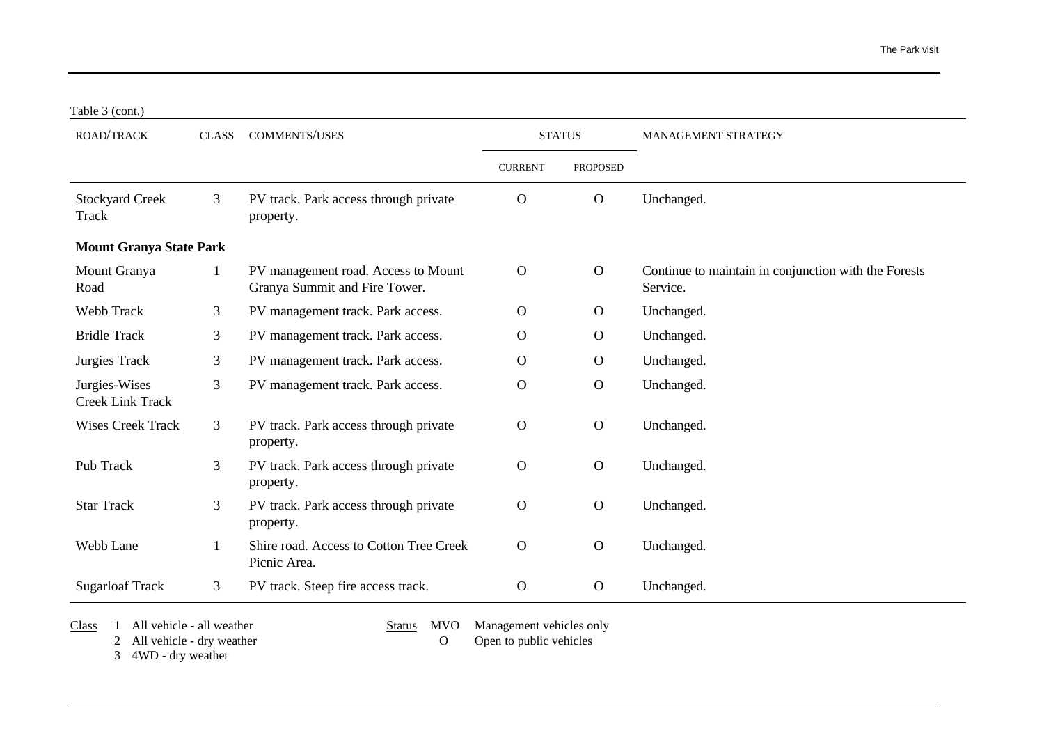Table 3 (cont.)

| ROAD/TRACK | CLASS | COMMENTS/USES | STATUS | | MANAGEMENT STRATEGY |
|---|---|---|---|---|---|
| | | | CURRENT | PROPOSED | |
| Stockyard Creek Track | 3 | PV track. Park access through private property. | O | O | Unchanged. |
| **Mount Granya State Park** | | | | | |
| Mount Granya Road | 1 | PV management road. Access to Mount Granya Summit and Fire Tower. | O | O | Continue to maintain in conjunction with the Forests Service. |
| Webb Track | 3 | PV management track. Park access. | O | O | Unchanged. |
| Bridle Track | 3 | PV management track. Park access. | O | O | Unchanged. |
| Jurgies Track | 3 | PV management track. Park access. | O | O | Unchanged. |
| Jurgies-Wises Creek Link Track | 3 | PV management track. Park access. | O | O | Unchanged. |
| Wises Creek Track | 3 | PV track. Park access through private property. | O | O | Unchanged. |
| Pub Track | 3 | PV track. Park access through private property. | O | O | Unchanged. |
| Star Track | 3 | PV track. Park access through private property. | O | O | Unchanged. |
| Webb Lane | 1 | Shire road. Access to Cotton Tree Creek Picnic Area. | O | O | Unchanged. |
| Sugarloaf Track | 3 | PV track. Steep fire access track. | O | O | Unchanged. |

Class
1 All vehicle - all weather
2 All vehicle - dry weather
3 4WD - dry weather

Status
MVO Management vehicles only
O Open to public vehicles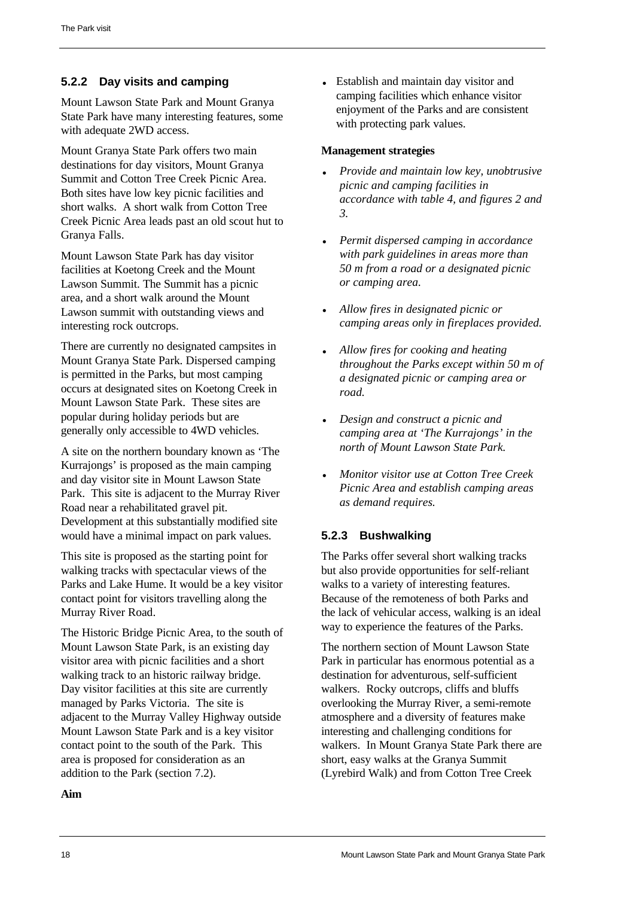### 5.2.2 Day visits and camping

Mount Lawson State Park and Mount Granya State Park have many interesting features, some with adequate 2WD access.

Mount Granya State Park offers two main destinations for day visitors, Mount Granya Summit and Cotton Tree Creek Picnic Area. Both sites have low key picnic facilities and short walks. A short walk from Cotton Tree Creek Picnic Area leads past an old scout hut to Granya Falls.

Mount Lawson State Park has day visitor facilities at Koetong Creek and the Mount Lawson Summit. The Summit has a picnic area, and a short walk around the Mount Lawson summit with outstanding views and interesting rock outcrops.

There are currently no designated campsites in Mount Granya State Park. Dispersed camping is permitted in the Parks, but most camping occurs at designated sites on Koetong Creek in Mount Lawson State Park. These sites are popular during holiday periods but are generally only accessible to 4WD vehicles.

A site on the northern boundary known as 'The Kurrajongs' is proposed as the main camping and day visitor site in Mount Lawson State Park. This site is adjacent to the Murray River Road near a rehabilitated gravel pit. Development at this substantially modified site would have a minimal impact on park values.

This site is proposed as the starting point for walking tracks with spectacular views of the Parks and Lake Hume. It would be a key visitor contact point for visitors travelling along the Murray River Road.

The Historic Bridge Picnic Area, to the south of Mount Lawson State Park, is an existing day visitor area with picnic facilities and a short walking track to an historic railway bridge. Day visitor facilities at this site are currently managed by Parks Victoria. The site is adjacent to the Murray Valley Highway outside Mount Lawson State Park and is a key visitor contact point to the south of the Park. This area is proposed for consideration as an addition to the Park (section 7.2).

**Aim**

- Establish and maintain day visitor and camping facilities which enhance visitor enjoyment of the Parks and are consistent with protecting park values.

**Management strategies**

- *Provide and maintain low key, unobtrusive picnic and camping facilities in accordance with table 4, and figures 2 and 3.*
- *Permit dispersed camping in accordance with park guidelines in areas more than 50 m from a road or a designated picnic or camping area.*
- *Allow fires in designated picnic or camping areas only in fireplaces provided.*
- *Allow fires for cooking and heating throughout the Parks except within 50 m of a designated picnic or camping area or road.*
- *Design and construct a picnic and camping area at 'The Kurrajongs' in the north of Mount Lawson State Park.*
- *Monitor visitor use at Cotton Tree Creek Picnic Area and establish camping areas as demand requires.*

### 5.2.3 Bushwalking

The Parks offer several short walking tracks but also provide opportunities for self-reliant walks to a variety of interesting features. Because of the remoteness of both Parks and the lack of vehicular access, walking is an ideal way to experience the features of the Parks.

The northern section of Mount Lawson State Park in particular has enormous potential as a destination for adventurous, self-sufficient walkers. Rocky outcrops, cliffs and bluffs overlooking the Murray River, a semi-remote atmosphere and a diversity of features make interesting and challenging conditions for walkers. In Mount Granya State Park there are short, easy walks at the Granya Summit (Lyrebird Walk) and from Cotton Tree Creek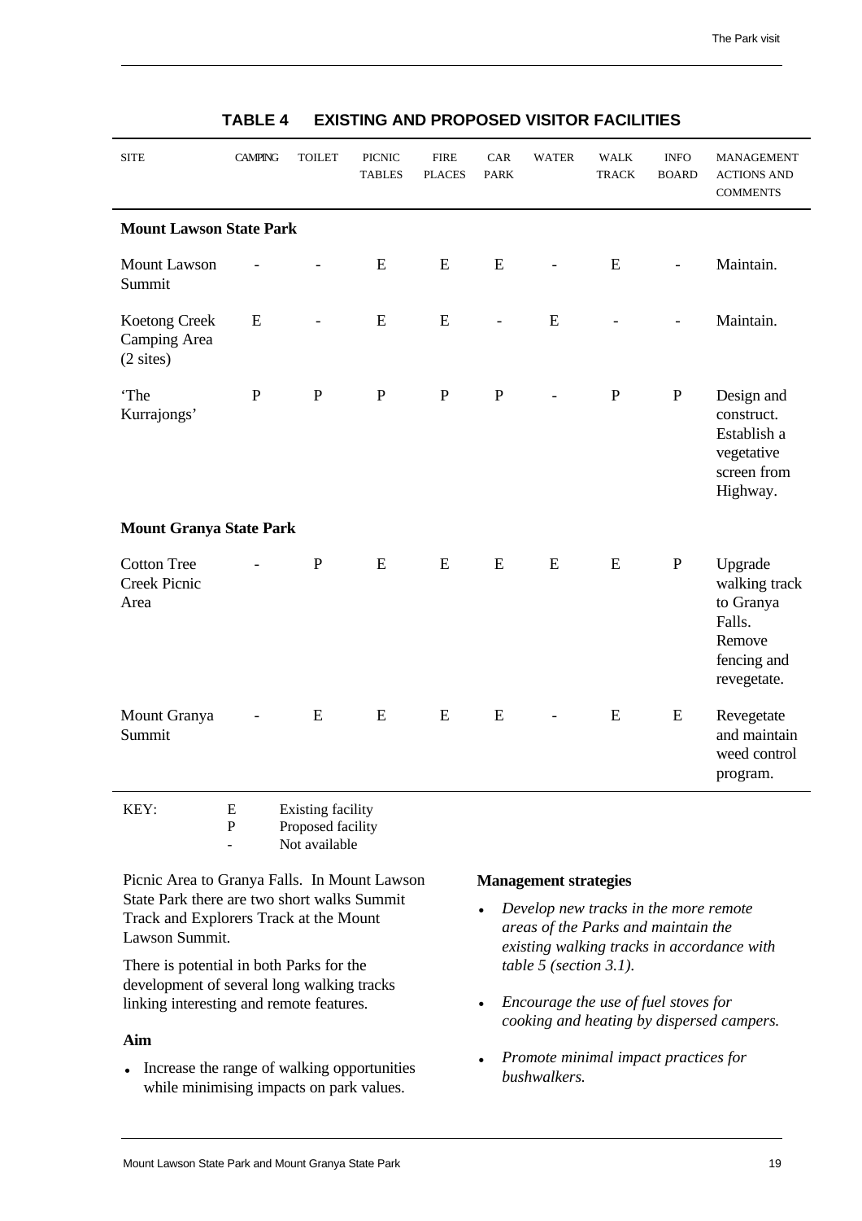## TABLE 4 EXISTING AND PROPOSED VISITOR FACILITIES

| SITE | CAMPING | TOILET | PICNIC TABLES | FIRE PLACES | CAR PARK | WATER | WALK TRACK | INFO BOARD | MANAGEMENT ACTIONS AND COMMENTS |
|---|---|---|---|---|---|---|---|---|---|
| **Mount Lawson State Park** | | | | | | | | | |
| Mount Lawson Summit | - | - | E | E | E | - | E | - | Maintain. |
| Koetong Creek Camping Area (2 sites) | E | - | E | E | - | E | - | - | Maintain. |
| 'The Kurrajongs' | P | P | P | P | P | - | P | P | Design and construct. Establish a vegetative screen from Highway. |
| **Mount Granya State Park** | | | | | | | | | |
| Cotton Tree Creek Picnic Area | - | P | E | E | E | E | E | P | Upgrade walking track to Granya Falls. Remove fencing and revegetate. |
| Mount Granya Summit | - | E | E | E | E | - | E | E | Revegetate and maintain weed control program. |

KEY:
E Existing facility
P Proposed facility
\- Not available

Picnic Area to Granya Falls. In Mount Lawson State Park there are two short walks Summit Track and Explorers Track at the Mount Lawson Summit.

There is potential in both Parks for the development of several long walking tracks linking interesting and remote features.

### Aim

- Increase the range of walking opportunities while minimising impacts on park values.

### Management strategies

- *Develop new tracks in the more remote areas of the Parks and maintain the existing walking tracks in accordance with table 5 (section 3.1).*
- *Encourage the use of fuel stoves for cooking and heating by dispersed campers.*
- *Promote minimal impact practices for bushwalkers.*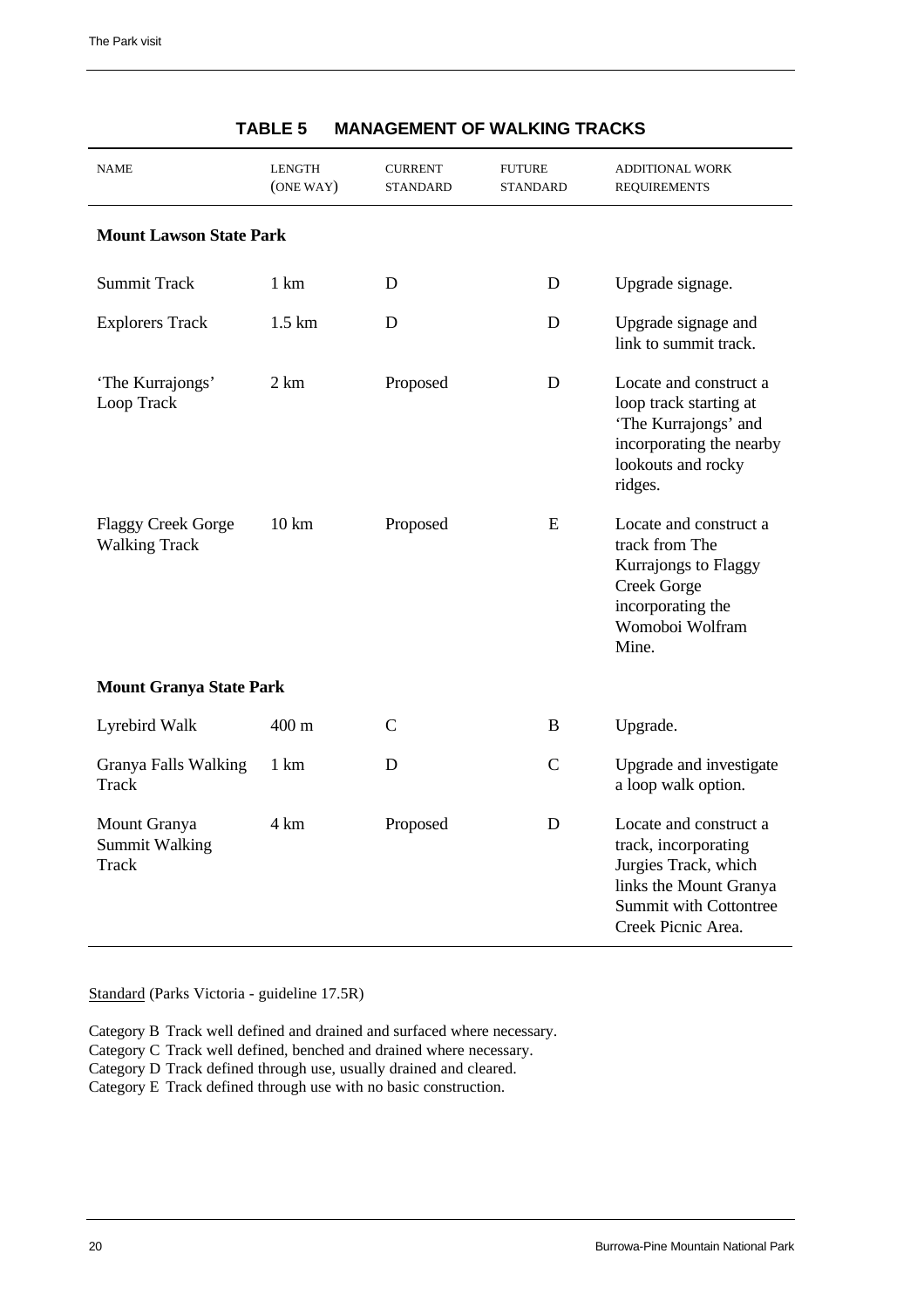## TABLE 5 MANAGEMENT OF WALKING TRACKS

| NAME | LENGTH (ONE WAY) | CURRENT STANDARD | FUTURE STANDARD | ADDITIONAL WORK REQUIREMENTS |
|---|---|---|---|---|
| **Mount Lawson State Park** | | | | |
| Summit Track | 1 km | D | D | Upgrade signage. |
| Explorers Track | 1.5 km | D | D | Upgrade signage and link to summit track. |
| 'The Kurrajongs' Loop Track | 2 km | Proposed | D | Locate and construct a loop track starting at 'The Kurrajongs' and incorporating the nearby lookouts and rocky ridges. |
| Flaggy Creek Gorge Walking Track | 10 km | Proposed | E | Locate and construct a track from The Kurrajongs to Flaggy Creek Gorge incorporating the Womoboi Wolfram Mine. |
| **Mount Granya State Park** | | | | |
| Lyrebird Walk | 400 m | C | B | Upgrade. |
| Granya Falls Walking Track | 1 km | D | C | Upgrade and investigate a loop walk option. |
| Mount Granya Summit Walking Track | 4 km | Proposed | D | Locate and construct a track, incorporating Jurgies Track, which links the Mount Granya Summit with Cottontree Creek Picnic Area. |

Standard (Parks Victoria - guideline 17.5R)

Category B Track well defined and drained and surfaced where necessary.
Category C Track well defined, benched and drained where necessary.
Category D Track defined through use, usually drained and cleared.
Category E Track defined through use with no basic construction.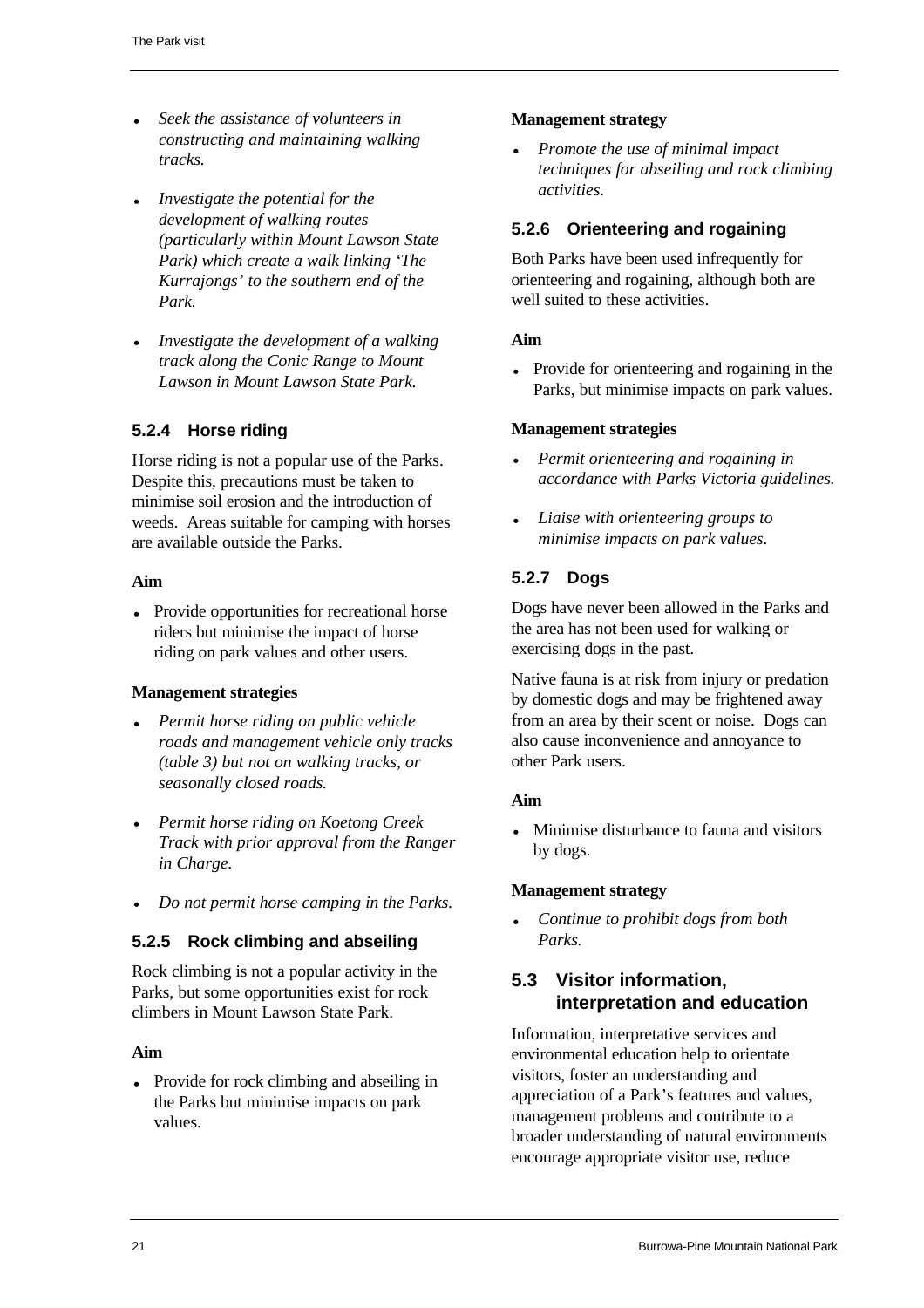- *Seek the assistance of volunteers in constructing and maintaining walking tracks.*

- *Investigate the potential for the development of walking routes (particularly within Mount Lawson State Park) which create a walk linking 'The Kurrajongs' to the southern end of the Park.*

- *Investigate the development of a walking track along the Conic Range to Mount Lawson in Mount Lawson State Park.*

### 5.2.4 Horse riding

Horse riding is not a popular use of the Parks. Despite this, precautions must be taken to minimise soil erosion and the introduction of weeds. Areas suitable for camping with horses are available outside the Parks.

**Aim**

- Provide opportunities for recreational horse riders but minimise the impact of horse riding on park values and other users.

**Management strategies**

- *Permit horse riding on public vehicle roads and management vehicle only tracks (table 3) but not on walking tracks, or seasonally closed roads.*

- *Permit horse riding on Koetong Creek Track with prior approval from the Ranger in Charge.*

- *Do not permit horse camping in the Parks.*

### 5.2.5 Rock climbing and abseiling

Rock climbing is not a popular activity in the Parks, but some opportunities exist for rock climbers in Mount Lawson State Park.

**Aim**

- Provide for rock climbing and abseiling in the Parks but minimise impacts on park values.

**Management strategy**

- *Promote the use of minimal impact techniques for abseiling and rock climbing activities.*

### 5.2.6 Orienteering and rogaining

Both Parks have been used infrequently for orienteering and rogaining, although both are well suited to these activities.

**Aim**

- Provide for orienteering and rogaining in the Parks, but minimise impacts on park values.

**Management strategies**

- *Permit orienteering and rogaining in accordance with Parks Victoria guidelines.*

- *Liaise with orienteering groups to minimise impacts on park values.*

### 5.2.7 Dogs

Dogs have never been allowed in the Parks and the area has not been used for walking or exercising dogs in the past.

Native fauna is at risk from injury or predation by domestic dogs and may be frightened away from an area by their scent or noise. Dogs can also cause inconvenience and annoyance to other Park users.

**Aim**

- Minimise disturbance to fauna and visitors by dogs.

**Management strategy**

- *Continue to prohibit dogs from both Parks.*

## 5.3 Visitor information, interpretation and education

Information, interpretative services and environmental education help to orientate visitors, foster an understanding and appreciation of a Park's features and values, management problems and contribute to a broader understanding of natural environments encourage appropriate visitor use, reduce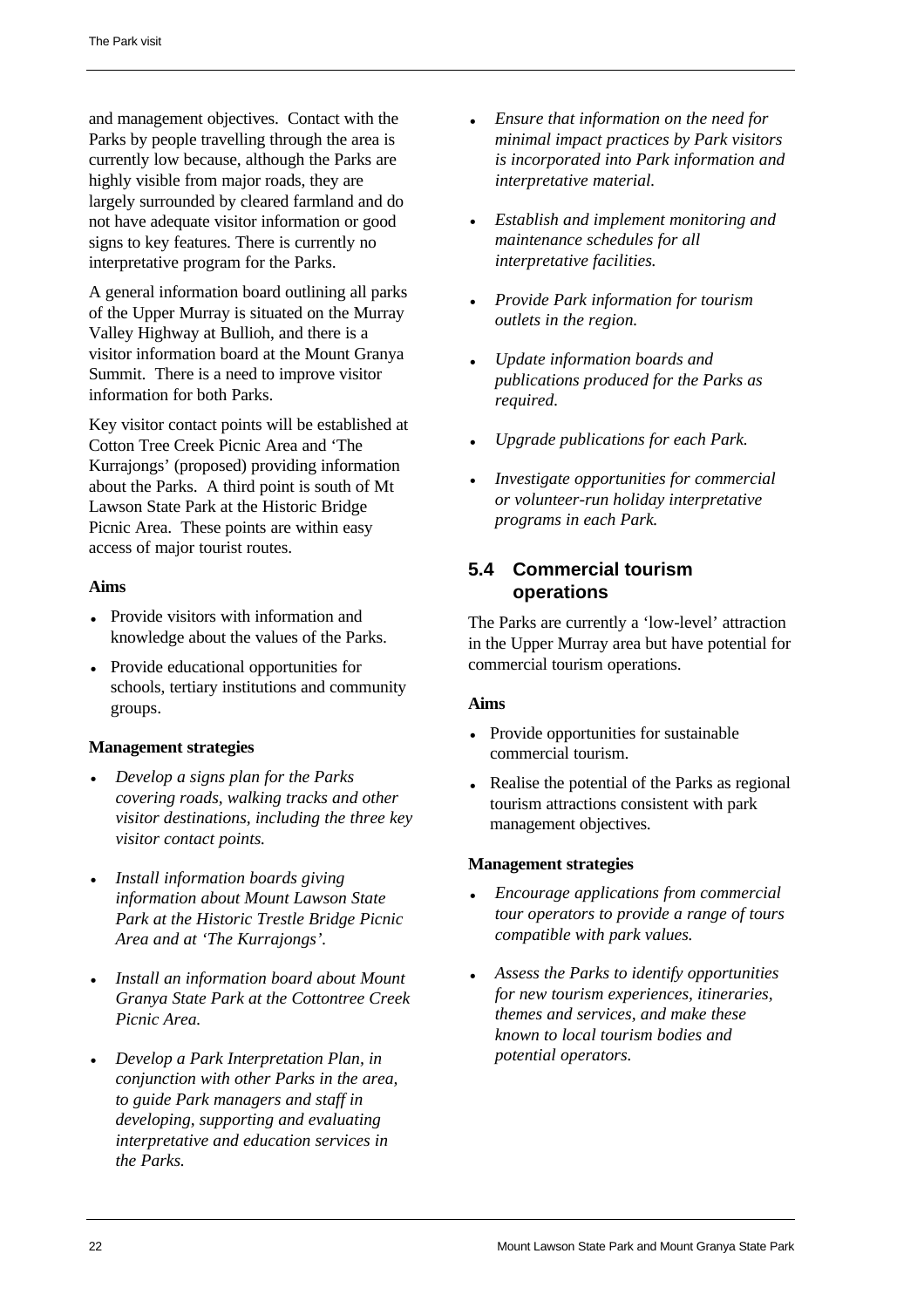and management objectives. Contact with the Parks by people travelling through the area is currently low because, although the Parks are highly visible from major roads, they are largely surrounded by cleared farmland and do not have adequate visitor information or good signs to key features. There is currently no interpretative program for the Parks.

A general information board outlining all parks of the Upper Murray is situated on the Murray Valley Highway at Bullioh, and there is a visitor information board at the Mount Granya Summit. There is a need to improve visitor information for both Parks.

Key visitor contact points will be established at Cotton Tree Creek Picnic Area and 'The Kurrajongs' (proposed) providing information about the Parks. A third point is south of Mt Lawson State Park at the Historic Bridge Picnic Area. These points are within easy access of major tourist routes.

**Aims**

- Provide visitors with information and knowledge about the values of the Parks.
- Provide educational opportunities for schools, tertiary institutions and community groups.

**Management strategies**

- *Develop a signs plan for the Parks covering roads, walking tracks and other visitor destinations, including the three key visitor contact points.*
- *Install information boards giving information about Mount Lawson State Park at the Historic Trestle Bridge Picnic Area and at 'The Kurrajongs'.*
- *Install an information board about Mount Granya State Park at the Cottontree Creek Picnic Area.*
- *Develop a Park Interpretation Plan, in conjunction with other Parks in the area, to guide Park managers and staff in developing, supporting and evaluating interpretative and education services in the Parks.*
- *Ensure that information on the need for minimal impact practices by Park visitors is incorporated into Park information and interpretative material.*
- *Establish and implement monitoring and maintenance schedules for all interpretative facilities.*
- *Provide Park information for tourism outlets in the region.*
- *Update information boards and publications produced for the Parks as required.*
- *Upgrade publications for each Park.*
- *Investigate opportunities for commercial or volunteer-run holiday interpretative programs in each Park.*

## 5.4 Commercial tourism operations

The Parks are currently a 'low-level' attraction in the Upper Murray area but have potential for commercial tourism operations.

**Aims**

- Provide opportunities for sustainable commercial tourism.
- Realise the potential of the Parks as regional tourism attractions consistent with park management objectives.

**Management strategies**

- *Encourage applications from commercial tour operators to provide a range of tours compatible with park values.*
- *Assess the Parks to identify opportunities for new tourism experiences, itineraries, themes and services, and make these known to local tourism bodies and potential operators.*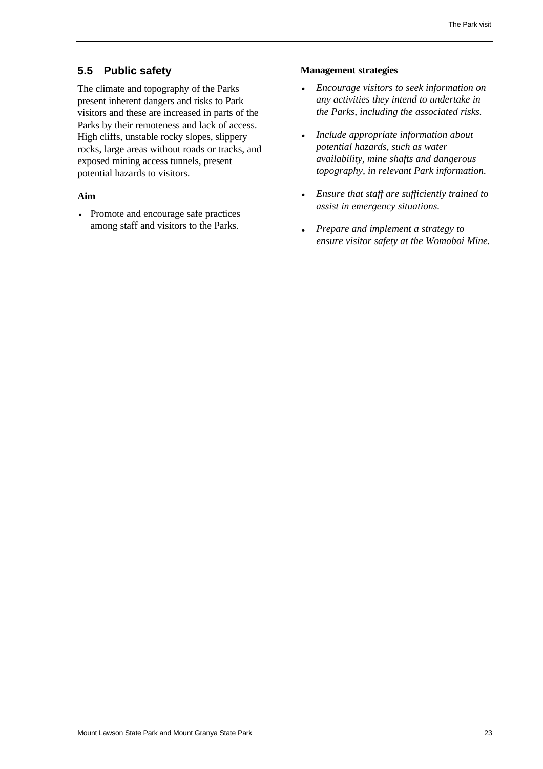## 5.5 Public safety

The climate and topography of the Parks present inherent dangers and risks to Park visitors and these are increased in parts of the Parks by their remoteness and lack of access. High cliffs, unstable rocky slopes, slippery rocks, large areas without roads or tracks, and exposed mining access tunnels, present potential hazards to visitors.

**Aim**

- Promote and encourage safe practices among staff and visitors to the Parks.

**Management strategies**

- *Encourage visitors to seek information on any activities they intend to undertake in the Parks, including the associated risks.*
- *Include appropriate information about potential hazards, such as water availability, mine shafts and dangerous topography, in relevant Park information.*
- *Ensure that staff are sufficiently trained to assist in emergency situations.*
- *Prepare and implement a strategy to ensure visitor safety at the Womoboi Mine.*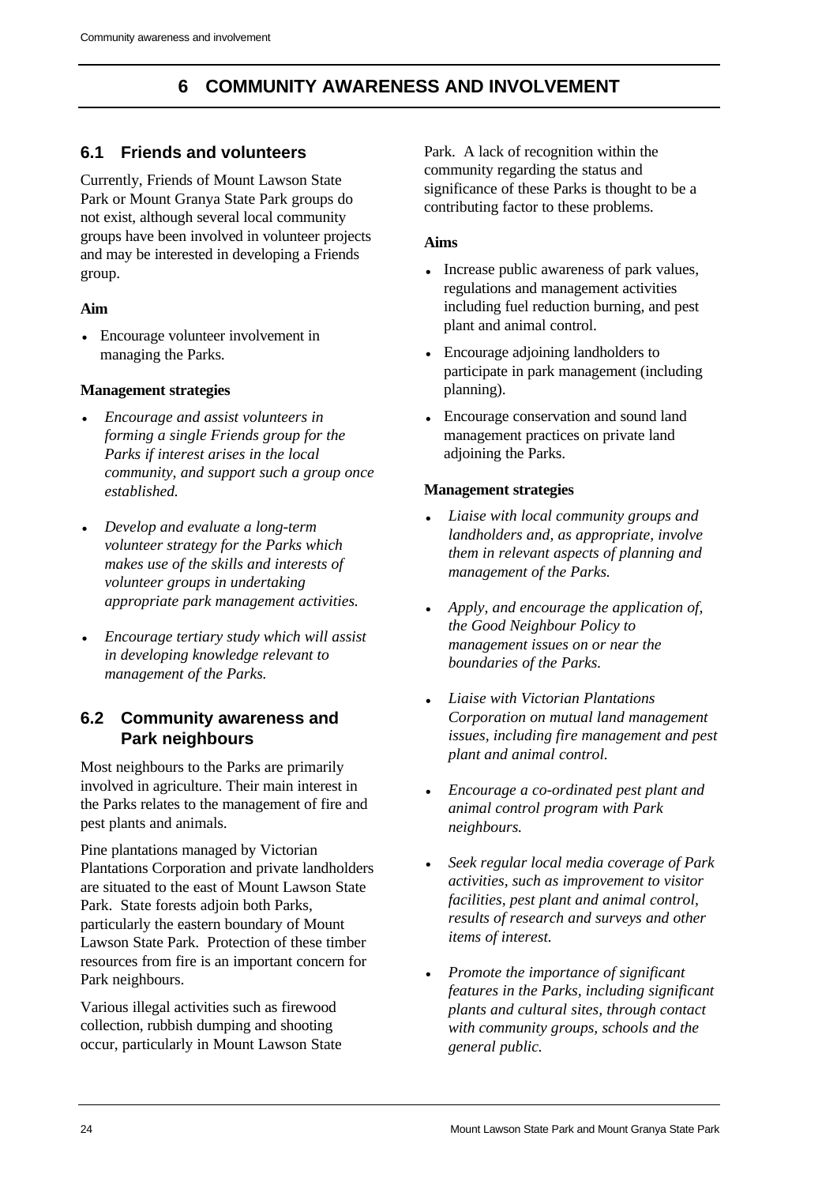# 6 COMMUNITY AWARENESS AND INVOLVEMENT

## 6.1 Friends and volunteers

Currently, Friends of Mount Lawson State Park or Mount Granya State Park groups do not exist, although several local community groups have been involved in volunteer projects and may be interested in developing a Friends group.

**Aim**

- Encourage volunteer involvement in managing the Parks.

**Management strategies**

- *Encourage and assist volunteers in forming a single Friends group for the Parks if interest arises in the local community, and support such a group once established.*
- *Develop and evaluate a long-term volunteer strategy for the Parks which makes use of the skills and interests of volunteer groups in undertaking appropriate park management activities.*
- *Encourage tertiary study which will assist in developing knowledge relevant to management of the Parks.*

## 6.2 Community awareness and Park neighbours

Most neighbours to the Parks are primarily involved in agriculture. Their main interest in the Parks relates to the management of fire and pest plants and animals.

Pine plantations managed by Victorian Plantations Corporation and private landholders are situated to the east of Mount Lawson State Park. State forests adjoin both Parks, particularly the eastern boundary of Mount Lawson State Park. Protection of these timber resources from fire is an important concern for Park neighbours.

Various illegal activities such as firewood collection, rubbish dumping and shooting occur, particularly in Mount Lawson State Park. A lack of recognition within the community regarding the status and significance of these Parks is thought to be a contributing factor to these problems.

**Aims**

- Increase public awareness of park values, regulations and management activities including fuel reduction burning, and pest plant and animal control.
- Encourage adjoining landholders to participate in park management (including planning).
- Encourage conservation and sound land management practices on private land adjoining the Parks.

**Management strategies**

- *Liaise with local community groups and landholders and, as appropriate, involve them in relevant aspects of planning and management of the Parks.*
- *Apply, and encourage the application of, the Good Neighbour Policy to management issues on or near the boundaries of the Parks.*
- *Liaise with Victorian Plantations Corporation on mutual land management issues, including fire management and pest plant and animal control.*
- *Encourage a co-ordinated pest plant and animal control program with Park neighbours.*
- *Seek regular local media coverage of Park activities, such as improvement to visitor facilities, pest plant and animal control, results of research and surveys and other items of interest.*
- *Promote the importance of significant features in the Parks, including significant plants and cultural sites, through contact with community groups, schools and the general public.*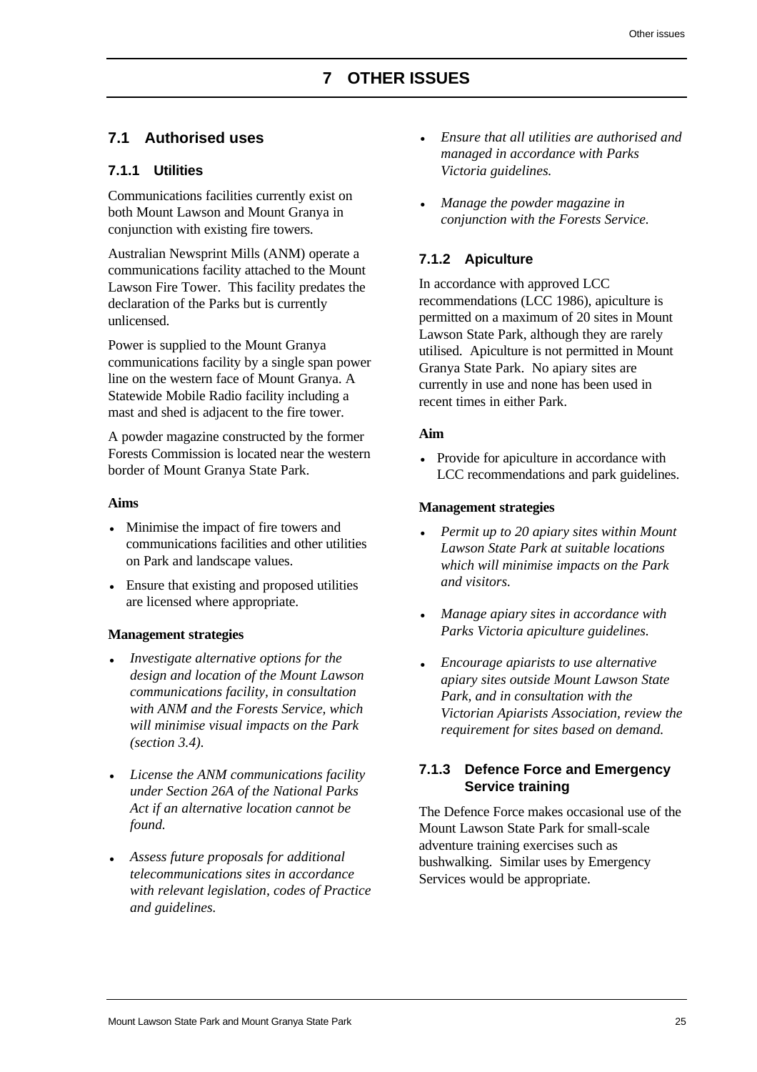# 7 OTHER ISSUES

## 7.1 Authorised uses

### 7.1.1 Utilities

Communications facilities currently exist on both Mount Lawson and Mount Granya in conjunction with existing fire towers.

Australian Newsprint Mills (ANM) operate a communications facility attached to the Mount Lawson Fire Tower. This facility predates the declaration of the Parks but is currently unlicensed.

Power is supplied to the Mount Granya communications facility by a single span power line on the western face of Mount Granya. A Statewide Mobile Radio facility including a mast and shed is adjacent to the fire tower.

A powder magazine constructed by the former Forests Commission is located near the western border of Mount Granya State Park.

**Aims**

- Minimise the impact of fire towers and communications facilities and other utilities on Park and landscape values.
- Ensure that existing and proposed utilities are licensed where appropriate.

**Management strategies**

- *Investigate alternative options for the design and location of the Mount Lawson communications facility, in consultation with ANM and the Forests Service, which will minimise visual impacts on the Park (section 3.4).*
- *License the ANM communications facility under Section 26A of the National Parks Act if an alternative location cannot be found.*
- *Assess future proposals for additional telecommunications sites in accordance with relevant legislation, codes of Practice and guidelines.*
- *Ensure that all utilities are authorised and managed in accordance with Parks Victoria guidelines.*
- *Manage the powder magazine in conjunction with the Forests Service.*

### 7.1.2 Apiculture

In accordance with approved LCC recommendations (LCC 1986), apiculture is permitted on a maximum of 20 sites in Mount Lawson State Park, although they are rarely utilised. Apiculture is not permitted in Mount Granya State Park. No apiary sites are currently in use and none has been used in recent times in either Park.

**Aim**

- Provide for apiculture in accordance with LCC recommendations and park guidelines.

**Management strategies**

- *Permit up to 20 apiary sites within Mount Lawson State Park at suitable locations which will minimise impacts on the Park and visitors.*
- *Manage apiary sites in accordance with Parks Victoria apiculture guidelines.*
- *Encourage apiarists to use alternative apiary sites outside Mount Lawson State Park, and in consultation with the Victorian Apiarists Association, review the requirement for sites based on demand.*

### 7.1.3 Defence Force and Emergency Service training

The Defence Force makes occasional use of the Mount Lawson State Park for small-scale adventure training exercises such as bushwalking. Similar uses by Emergency Services would be appropriate.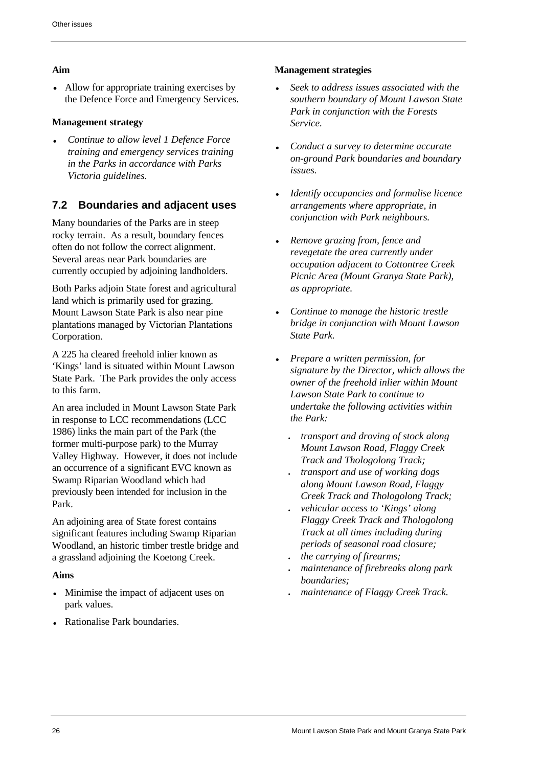**Aim**

- Allow for appropriate training exercises by the Defence Force and Emergency Services.

**Management strategy**

- *Continue to allow level 1 Defence Force training and emergency services training in the Parks in accordance with Parks Victoria guidelines.*

## 7.2 Boundaries and adjacent uses

Many boundaries of the Parks are in steep rocky terrain. As a result, boundary fences often do not follow the correct alignment. Several areas near Park boundaries are currently occupied by adjoining landholders.

Both Parks adjoin State forest and agricultural land which is primarily used for grazing. Mount Lawson State Park is also near pine plantations managed by Victorian Plantations Corporation.

A 225 ha cleared freehold inlier known as 'Kings' land is situated within Mount Lawson State Park. The Park provides the only access to this farm.

An area included in Mount Lawson State Park in response to LCC recommendations (LCC 1986) links the main part of the Park (the former multi-purpose park) to the Murray Valley Highway. However, it does not include an occurrence of a significant EVC known as Swamp Riparian Woodland which had previously been intended for inclusion in the Park.

An adjoining area of State forest contains significant features including Swamp Riparian Woodland, an historic timber trestle bridge and a grassland adjoining the Koetong Creek.

**Aims**

- Minimise the impact of adjacent uses on park values.
- Rationalise Park boundaries.

**Management strategies**

- *Seek to address issues associated with the southern boundary of Mount Lawson State Park in conjunction with the Forests Service.*
- *Conduct a survey to determine accurate on-ground Park boundaries and boundary issues.*
- *Identify occupancies and formalise licence arrangements where appropriate, in conjunction with Park neighbours.*
- *Remove grazing from, fence and revegetate the area currently under occupation adjacent to Cottontree Creek Picnic Area (Mount Granya State Park), as appropriate.*
- *Continue to manage the historic trestle bridge in conjunction with Mount Lawson State Park.*
- *Prepare a written permission, for signature by the Director, which allows the owner of the freehold inlier within Mount Lawson State Park to continue to undertake the following activities within the Park:*
  - *transport and droving of stock along Mount Lawson Road, Flaggy Creek Track and Thologolong Track;*
  - *transport and use of working dogs along Mount Lawson Road, Flaggy Creek Track and Thologolong Track;*
  - *vehicular access to 'Kings' along Flaggy Creek Track and Thologolong Track at all times including during periods of seasonal road closure;*
  - *the carrying of firearms;*
  - *maintenance of firebreaks along park boundaries;*
  - *maintenance of Flaggy Creek Track.*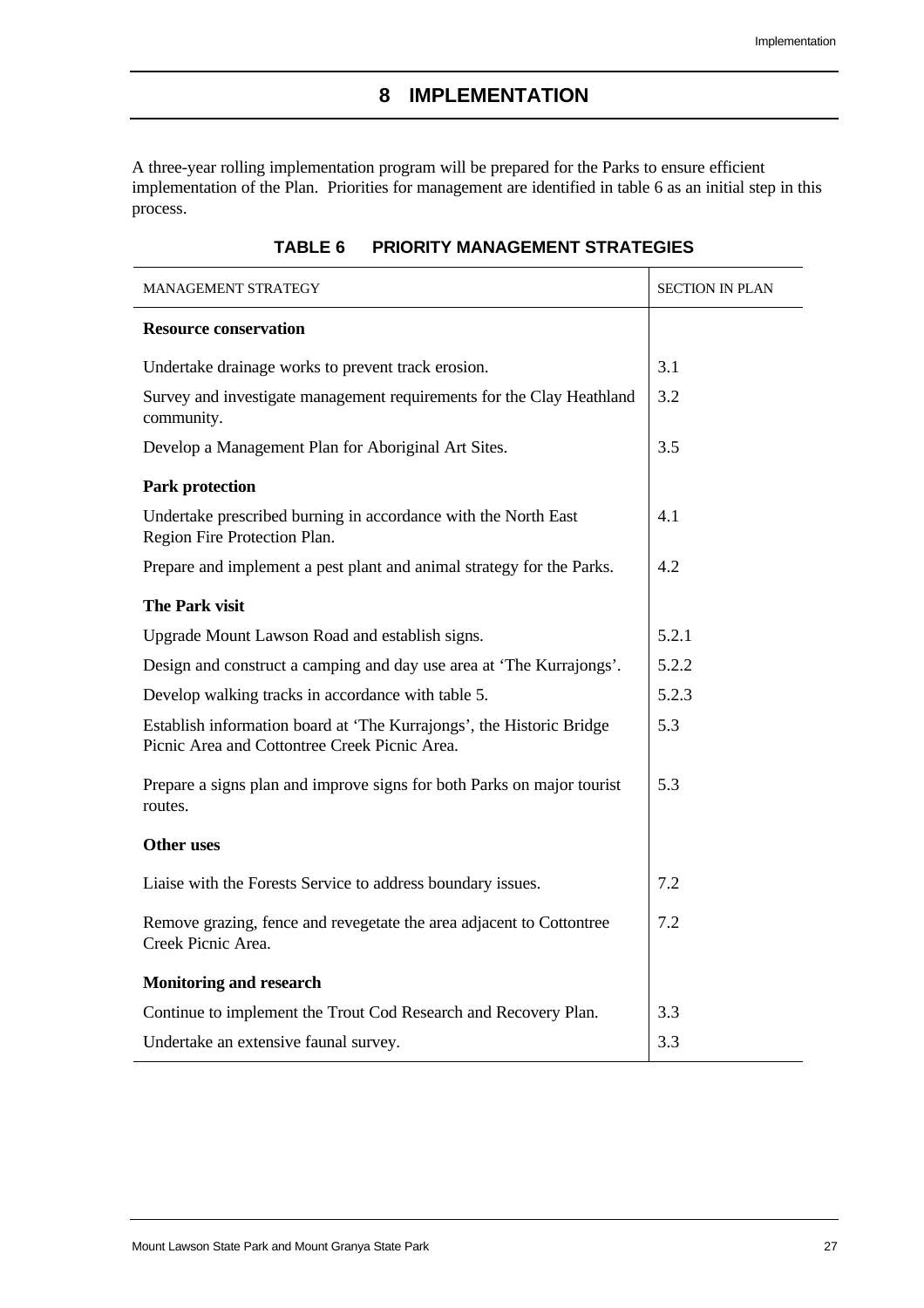# 8 IMPLEMENTATION

A three-year rolling implementation program will be prepared for the Parks to ensure efficient implementation of the Plan. Priorities for management are identified in table 6 as an initial step in this process.

**TABLE 6 PRIORITY MANAGEMENT STRATEGIES**

| MANAGEMENT STRATEGY | SECTION IN PLAN |
|---|---|
| **Resource conservation** | |
| Undertake drainage works to prevent track erosion. | 3.1 |
| Survey and investigate management requirements for the Clay Heathland community. | 3.2 |
| Develop a Management Plan for Aboriginal Art Sites. | 3.5 |
| **Park protection** | |
| Undertake prescribed burning in accordance with the North East Region Fire Protection Plan. | 4.1 |
| Prepare and implement a pest plant and animal strategy for the Parks. | 4.2 |
| **The Park visit** | |
| Upgrade Mount Lawson Road and establish signs. | 5.2.1 |
| Design and construct a camping and day use area at 'The Kurrajongs'. | 5.2.2 |
| Develop walking tracks in accordance with table 5. | 5.2.3 |
| Establish information board at 'The Kurrajongs', the Historic Bridge Picnic Area and Cottontree Creek Picnic Area. | 5.3 |
| Prepare a signs plan and improve signs for both Parks on major tourist routes. | 5.3 |
| **Other uses** | |
| Liaise with the Forests Service to address boundary issues. | 7.2 |
| Remove grazing, fence and revegetate the area adjacent to Cottontree Creek Picnic Area. | 7.2 |
| **Monitoring and research** | |
| Continue to implement the Trout Cod Research and Recovery Plan. | 3.3 |
| Undertake an extensive faunal survey. | 3.3 |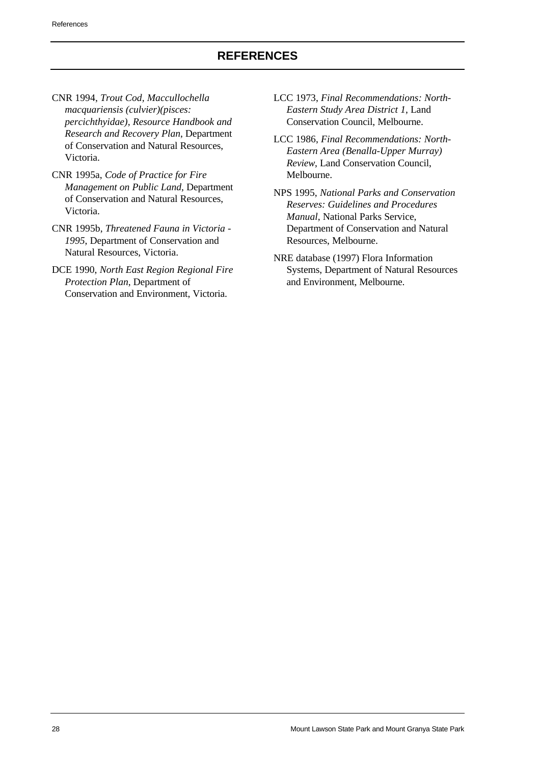# REFERENCES

CNR 1994, *Trout Cod, Maccullochella macquariensis (culvier)(pisces: percichthyidae), Resource Handbook and Research and Recovery Plan*, Department of Conservation and Natural Resources, Victoria.

CNR 1995a, *Code of Practice for Fire Management on Public Land*, Department of Conservation and Natural Resources, Victoria.

CNR 1995b, *Threatened Fauna in Victoria - 1995*, Department of Conservation and Natural Resources, Victoria.

DCE 1990, *North East Region Regional Fire Protection Plan*, Department of Conservation and Environment, Victoria.

LCC 1973, *Final Recommendations: North-Eastern Study Area District 1*, Land Conservation Council, Melbourne.

LCC 1986, *Final Recommendations: North-Eastern Area (Benalla-Upper Murray) Review*, Land Conservation Council, Melbourne.

NPS 1995, *National Parks and Conservation Reserves: Guidelines and Procedures Manual*, National Parks Service, Department of Conservation and Natural Resources, Melbourne.

NRE database (1997) Flora Information Systems, Department of Natural Resources and Environment, Melbourne.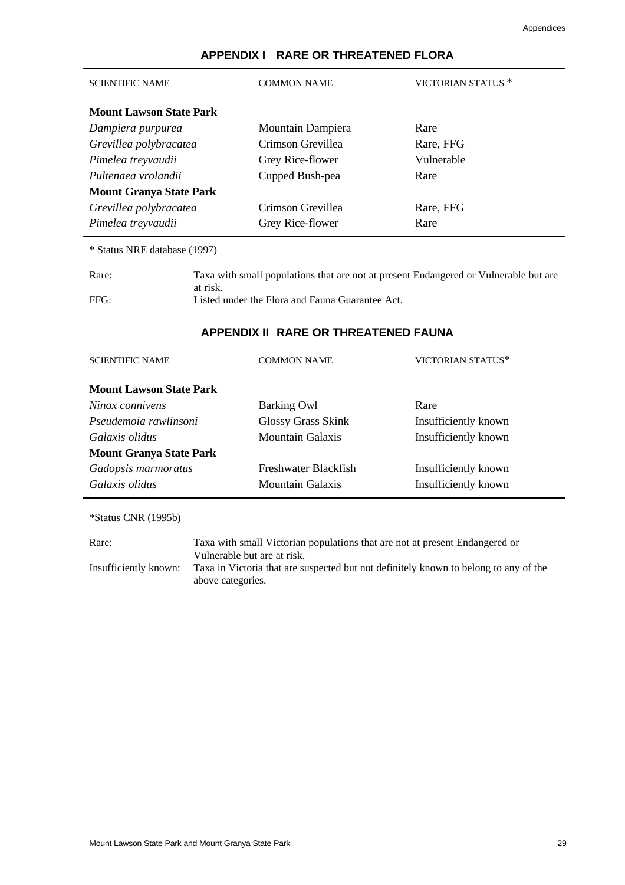## APPENDIX I RARE OR THREATENED FLORA

| SCIENTIFIC NAME | COMMON NAME | VICTORIAN STATUS * |
|---|---|---|
| **Mount Lawson State Park** | | |
| *Dampiera purpurea* | Mountain Dampiera | Rare |
| *Grevillea polybracatea* | Crimson Grevillea | Rare, FFG |
| *Pimelea treyvaudii* | Grey Rice-flower | Vulnerable |
| *Pultenaea vrolandii* | Cupped Bush-pea | Rare |
| **Mount Granya State Park** | | |
| *Grevillea polybracatea* | Crimson Grevillea | Rare, FFG |
| *Pimelea treyvaudii* | Grey Rice-flower | Rare |

* Status NRE database (1997)

Rare: Taxa with small populations that are not at present Endangered or Vulnerable but are at risk.

FFG: Listed under the Flora and Fauna Guarantee Act.

## APPENDIX II RARE OR THREATENED FAUNA

| SCIENTIFIC NAME | COMMON NAME | VICTORIAN STATUS* |
|---|---|---|
| **Mount Lawson State Park** | | |
| *Ninox connivens* | Barking Owl | Rare |
| *Pseudemoia rawlinsoni* | Glossy Grass Skink | Insufficiently known |
| *Galaxis olidus* | Mountain Galaxis | Insufficiently known |
| **Mount Granya State Park** | | |
| *Gadopsis marmoratus* | Freshwater Blackfish | Insufficiently known |
| *Galaxis olidus* | Mountain Galaxis | Insufficiently known |

*Status CNR (1995b)

Rare: Taxa with small Victorian populations that are not at present Endangered or Vulnerable but are at risk.

Insufficiently known: Taxa in Victoria that are suspected but not definitely known to belong to any of the above categories.